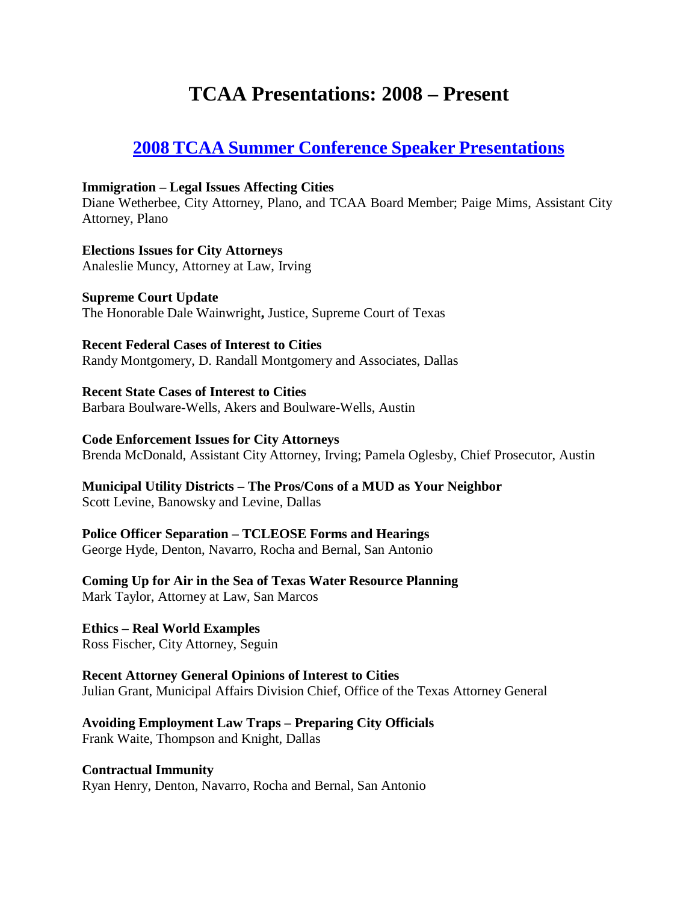# TCAA Presentations: 2008 – Present

## 2008 TCAA Summer Conference Speaker Presentations

**Immigration – Legal Issues Affecting Cities**
Diane Wetherbee, City Attorney, Plano, and TCAA Board Member; Paige Mims, Assistant City Attorney, Plano

**Elections Issues for City Attorneys**
Analeslie Muncy, Attorney at Law, Irving

**Supreme Court Update**
The Honorable Dale Wainwright**,** Justice, Supreme Court of Texas

**Recent Federal Cases of Interest to Cities**
Randy Montgomery, D. Randall Montgomery and Associates, Dallas

**Recent State Cases of Interest to Cities**
Barbara Boulware-Wells, Akers and Boulware-Wells, Austin

**Code Enforcement Issues for City Attorneys**
Brenda McDonald, Assistant City Attorney, Irving; Pamela Oglesby, Chief Prosecutor, Austin

**Municipal Utility Districts – The Pros/Cons of a MUD as Your Neighbor**
Scott Levine, Banowsky and Levine, Dallas

**Police Officer Separation – TCLEOSE Forms and Hearings**
George Hyde, Denton, Navarro, Rocha and Bernal, San Antonio

**Coming Up for Air in the Sea of Texas Water Resource Planning**
Mark Taylor, Attorney at Law, San Marcos

**Ethics – Real World Examples**
Ross Fischer, City Attorney, Seguin

**Recent Attorney General Opinions of Interest to Cities**
Julian Grant, Municipal Affairs Division Chief, Office of the Texas Attorney General

**Avoiding Employment Law Traps – Preparing City Officials**
Frank Waite, Thompson and Knight, Dallas

**Contractual Immunity**
Ryan Henry, Denton, Navarro, Rocha and Bernal, San Antonio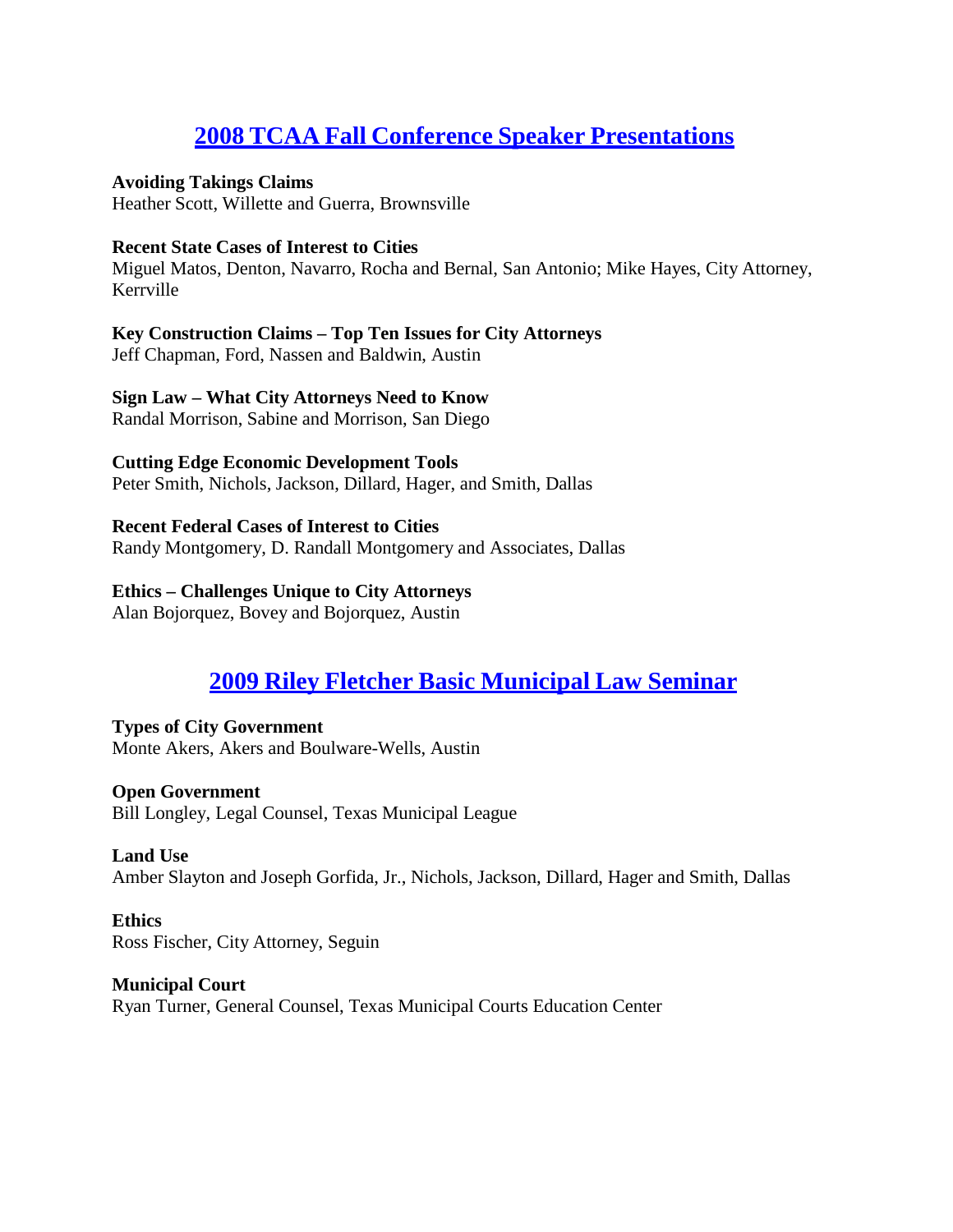## 2008 TCAA Fall Conference Speaker Presentations

**Avoiding Takings Claims**
Heather Scott, Willette and Guerra, Brownsville

**Recent State Cases of Interest to Cities**
Miguel Matos, Denton, Navarro, Rocha and Bernal, San Antonio; Mike Hayes, City Attorney, Kerrville

**Key Construction Claims – Top Ten Issues for City Attorneys**
Jeff Chapman, Ford, Nassen and Baldwin, Austin

**Sign Law – What City Attorneys Need to Know**
Randal Morrison, Sabine and Morrison, San Diego

**Cutting Edge Economic Development Tools**
Peter Smith, Nichols, Jackson, Dillard, Hager, and Smith, Dallas

**Recent Federal Cases of Interest to Cities**
Randy Montgomery, D. Randall Montgomery and Associates, Dallas

**Ethics – Challenges Unique to City Attorneys**
Alan Bojorquez, Bovey and Bojorquez, Austin

## 2009 Riley Fletcher Basic Municipal Law Seminar

**Types of City Government**
Monte Akers, Akers and Boulware-Wells, Austin

**Open Government**
Bill Longley, Legal Counsel, Texas Municipal League

**Land Use**
Amber Slayton and Joseph Gorfida, Jr., Nichols, Jackson, Dillard, Hager and Smith, Dallas

**Ethics**
Ross Fischer, City Attorney, Seguin

**Municipal Court**
Ryan Turner, General Counsel, Texas Municipal Courts Education Center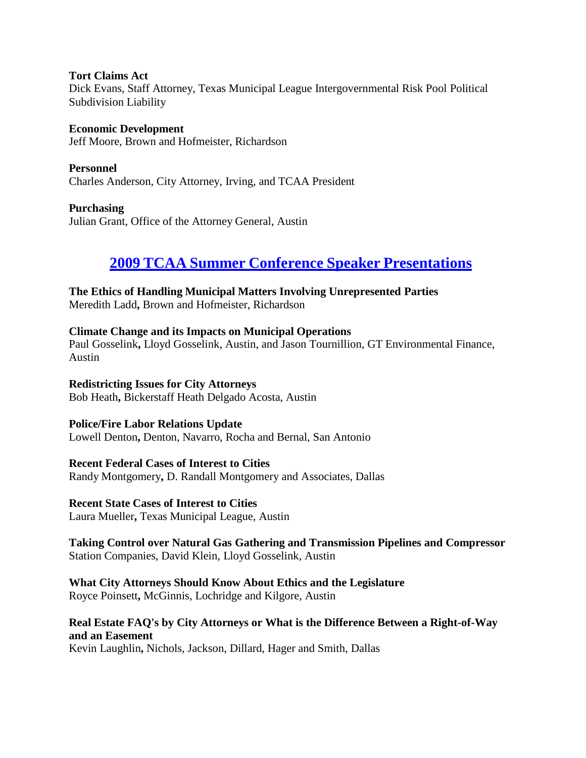**Tort Claims Act**
Dick Evans, Staff Attorney, Texas Municipal League Intergovernmental Risk Pool Political Subdivision Liability

**Economic Development**
Jeff Moore, Brown and Hofmeister, Richardson

**Personnel**
Charles Anderson, City Attorney, Irving, and TCAA President

**Purchasing**
Julian Grant, Office of the Attorney General, Austin

## 2009 TCAA Summer Conference Speaker Presentations

**The Ethics of Handling Municipal Matters Involving Unrepresented Parties**
Meredith Ladd**,** Brown and Hofmeister, Richardson

**Climate Change and its Impacts on Municipal Operations**
Paul Gosselink**,** Lloyd Gosselink, Austin, and Jason Tournillion, GT Environmental Finance, Austin

**Redistricting Issues for City Attorneys**
Bob Heath**,** Bickerstaff Heath Delgado Acosta, Austin

**Police/Fire Labor Relations Update**
Lowell Denton**,** Denton, Navarro, Rocha and Bernal, San Antonio

**Recent Federal Cases of Interest to Cities**
Randy Montgomery**,** D. Randall Montgomery and Associates, Dallas

**Recent State Cases of Interest to Cities**
Laura Mueller**,** Texas Municipal League, Austin

**Taking Control over Natural Gas Gathering and Transmission Pipelines and Compressor** Station Companies, David Klein, Lloyd Gosselink, Austin

**What City Attorneys Should Know About Ethics and the Legislature**
Royce Poinsett**,** McGinnis, Lochridge and Kilgore, Austin

**Real Estate FAQ's by City Attorneys or What is the Difference Between a Right-of-Way and an Easement**
Kevin Laughlin**,** Nichols, Jackson, Dillard, Hager and Smith, Dallas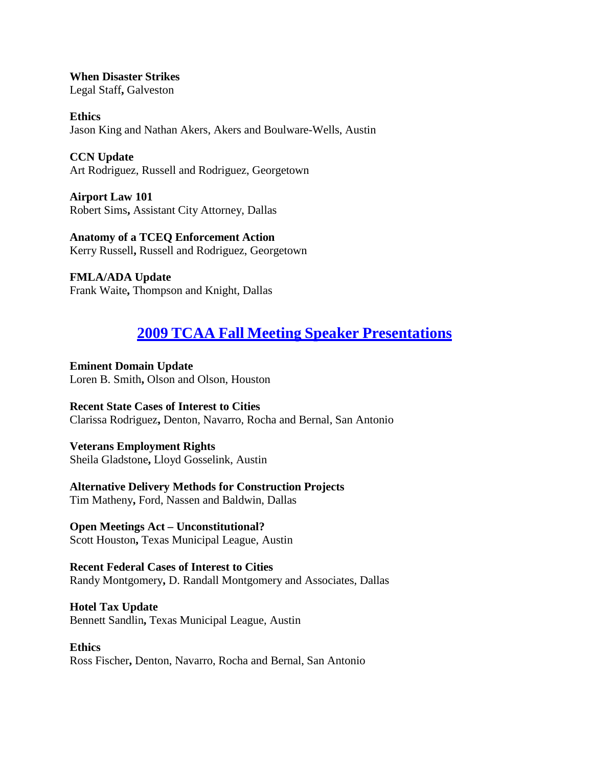**When Disaster Strikes**
Legal Staff, Galveston

**Ethics**
Jason King and Nathan Akers, Akers and Boulware-Wells, Austin

**CCN Update**
Art Rodriguez, Russell and Rodriguez, Georgetown

**Airport Law 101**
Robert Sims, Assistant City Attorney, Dallas

**Anatomy of a TCEQ Enforcement Action**
Kerry Russell, Russell and Rodriguez, Georgetown

**FMLA/ADA Update**
Frank Waite, Thompson and Knight, Dallas

## 2009 TCAA Fall Meeting Speaker Presentations

**Eminent Domain Update**
Loren B. Smith, Olson and Olson, Houston

**Recent State Cases of Interest to Cities**
Clarissa Rodriguez, Denton, Navarro, Rocha and Bernal, San Antonio

**Veterans Employment Rights**
Sheila Gladstone, Lloyd Gosselink, Austin

**Alternative Delivery Methods for Construction Projects**
Tim Matheny, Ford, Nassen and Baldwin, Dallas

**Open Meetings Act – Unconstitutional?**
Scott Houston, Texas Municipal League, Austin

**Recent Federal Cases of Interest to Cities**
Randy Montgomery, D. Randall Montgomery and Associates, Dallas

**Hotel Tax Update**
Bennett Sandlin, Texas Municipal League, Austin

**Ethics**
Ross Fischer, Denton, Navarro, Rocha and Bernal, San Antonio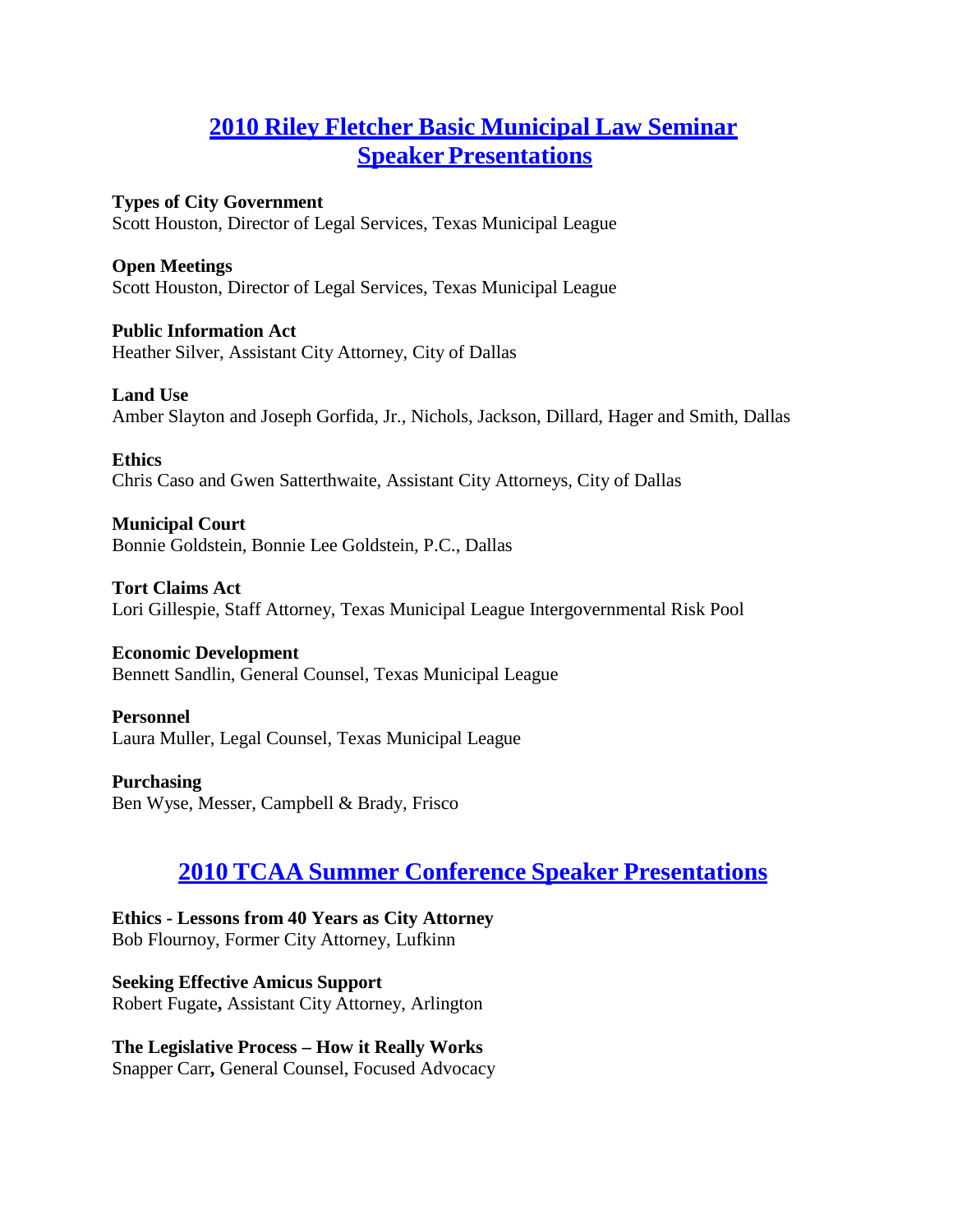## 2010 Riley Fletcher Basic Municipal Law Seminar Speaker Presentations

**Types of City Government**
Scott Houston, Director of Legal Services, Texas Municipal League

**Open Meetings**
Scott Houston, Director of Legal Services, Texas Municipal League

**Public Information Act**
Heather Silver, Assistant City Attorney, City of Dallas

**Land Use**
Amber Slayton and Joseph Gorfida, Jr., Nichols, Jackson, Dillard, Hager and Smith, Dallas

**Ethics**
Chris Caso and Gwen Satterthwaite, Assistant City Attorneys, City of Dallas

**Municipal Court**
Bonnie Goldstein, Bonnie Lee Goldstein, P.C., Dallas

**Tort Claims Act**
Lori Gillespie, Staff Attorney, Texas Municipal League Intergovernmental Risk Pool

**Economic Development**
Bennett Sandlin, General Counsel, Texas Municipal League

**Personnel**
Laura Muller, Legal Counsel, Texas Municipal League

**Purchasing**
Ben Wyse, Messer, Campbell & Brady, Frisco

## 2010 TCAA Summer Conference Speaker Presentations

**Ethics - Lessons from 40 Years as City Attorney**
Bob Flournoy, Former City Attorney, Lufkinn

**Seeking Effective Amicus Support**
Robert Fugate**,** Assistant City Attorney, Arlington

**The Legislative Process – How it Really Works**
Snapper Carr**,** General Counsel, Focused Advocacy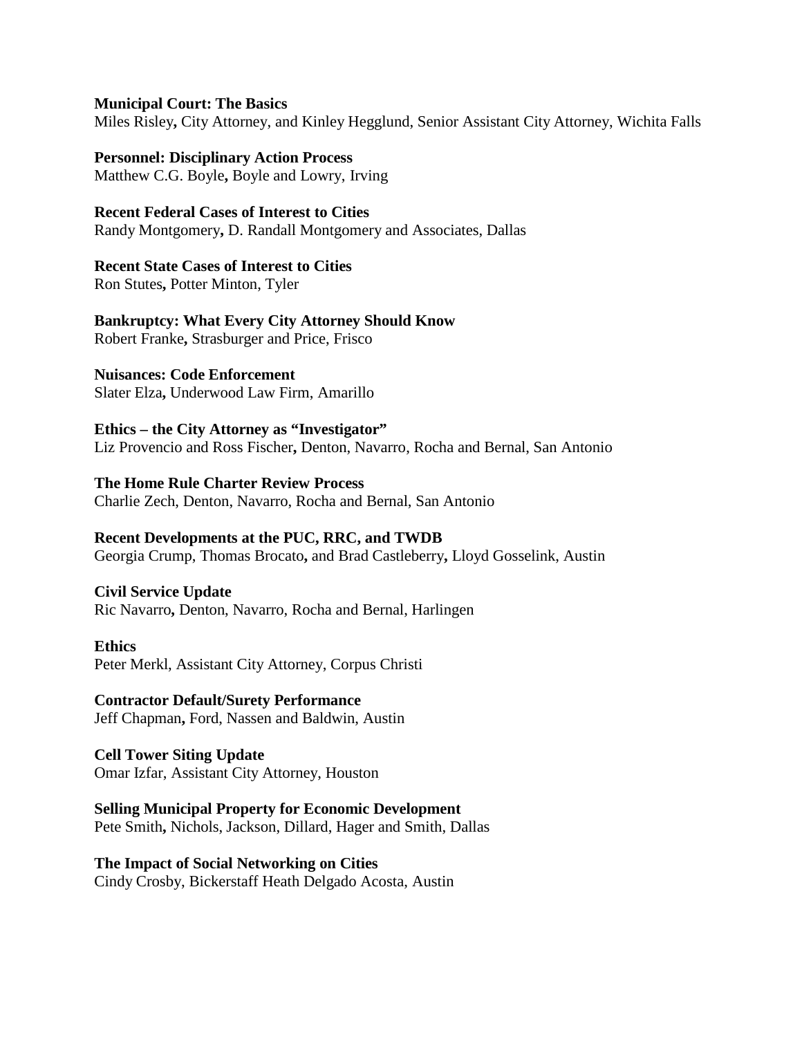**Municipal Court: The Basics**
Miles Risley, City Attorney, and Kinley Hegglund, Senior Assistant City Attorney, Wichita Falls

**Personnel: Disciplinary Action Process**
Matthew C.G. Boyle, Boyle and Lowry, Irving

**Recent Federal Cases of Interest to Cities**
Randy Montgomery, D. Randall Montgomery and Associates, Dallas

**Recent State Cases of Interest to Cities**
Ron Stutes, Potter Minton, Tyler

**Bankruptcy: What Every City Attorney Should Know**
Robert Franke, Strasburger and Price, Frisco

**Nuisances: Code Enforcement**
Slater Elza, Underwood Law Firm, Amarillo

**Ethics – the City Attorney as "Investigator"**
Liz Provencio and Ross Fischer, Denton, Navarro, Rocha and Bernal, San Antonio

**The Home Rule Charter Review Process**
Charlie Zech, Denton, Navarro, Rocha and Bernal, San Antonio

**Recent Developments at the PUC, RRC, and TWDB**
Georgia Crump, Thomas Brocato, and Brad Castleberry, Lloyd Gosselink, Austin

**Civil Service Update**
Ric Navarro, Denton, Navarro, Rocha and Bernal, Harlingen

**Ethics**
Peter Merkl, Assistant City Attorney, Corpus Christi

**Contractor Default/Surety Performance**
Jeff Chapman, Ford, Nassen and Baldwin, Austin

**Cell Tower Siting Update**
Omar Izfar, Assistant City Attorney, Houston

**Selling Municipal Property for Economic Development**
Pete Smith, Nichols, Jackson, Dillard, Hager and Smith, Dallas

**The Impact of Social Networking on Cities**
Cindy Crosby, Bickerstaff Heath Delgado Acosta, Austin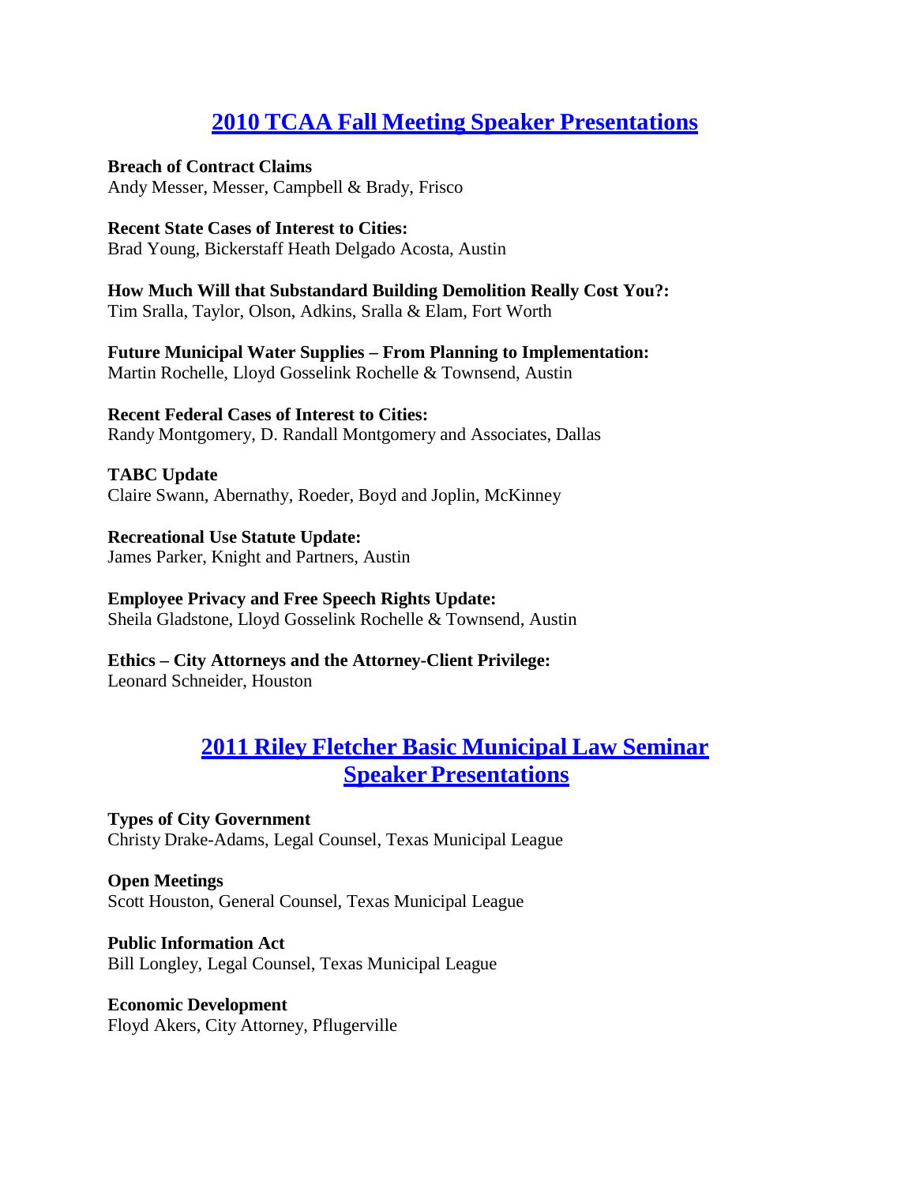## 2010 TCAA Fall Meeting Speaker Presentations

**Breach of Contract Claims**
Andy Messer, Messer, Campbell & Brady, Frisco

**Recent State Cases of Interest to Cities:**
Brad Young, Bickerstaff Heath Delgado Acosta, Austin

**How Much Will that Substandard Building Demolition Really Cost You?:**
Tim Sralla, Taylor, Olson, Adkins, Sralla & Elam, Fort Worth

**Future Municipal Water Supplies – From Planning to Implementation:**
Martin Rochelle, Lloyd Gosselink Rochelle & Townsend, Austin

**Recent Federal Cases of Interest to Cities:**
Randy Montgomery, D. Randall Montgomery and Associates, Dallas

**TABC Update**
Claire Swann, Abernathy, Roeder, Boyd and Joplin, McKinney

**Recreational Use Statute Update:**
James Parker, Knight and Partners, Austin

**Employee Privacy and Free Speech Rights Update:**
Sheila Gladstone, Lloyd Gosselink Rochelle & Townsend, Austin

**Ethics – City Attorneys and the Attorney-Client Privilege:**
Leonard Schneider, Houston

## 2011 Riley Fletcher Basic Municipal Law Seminar Speaker Presentations

**Types of City Government**
Christy Drake-Adams, Legal Counsel, Texas Municipal League

**Open Meetings**
Scott Houston, General Counsel, Texas Municipal League

**Public Information Act**
Bill Longley, Legal Counsel, Texas Municipal League

**Economic Development**
Floyd Akers, City Attorney, Pflugerville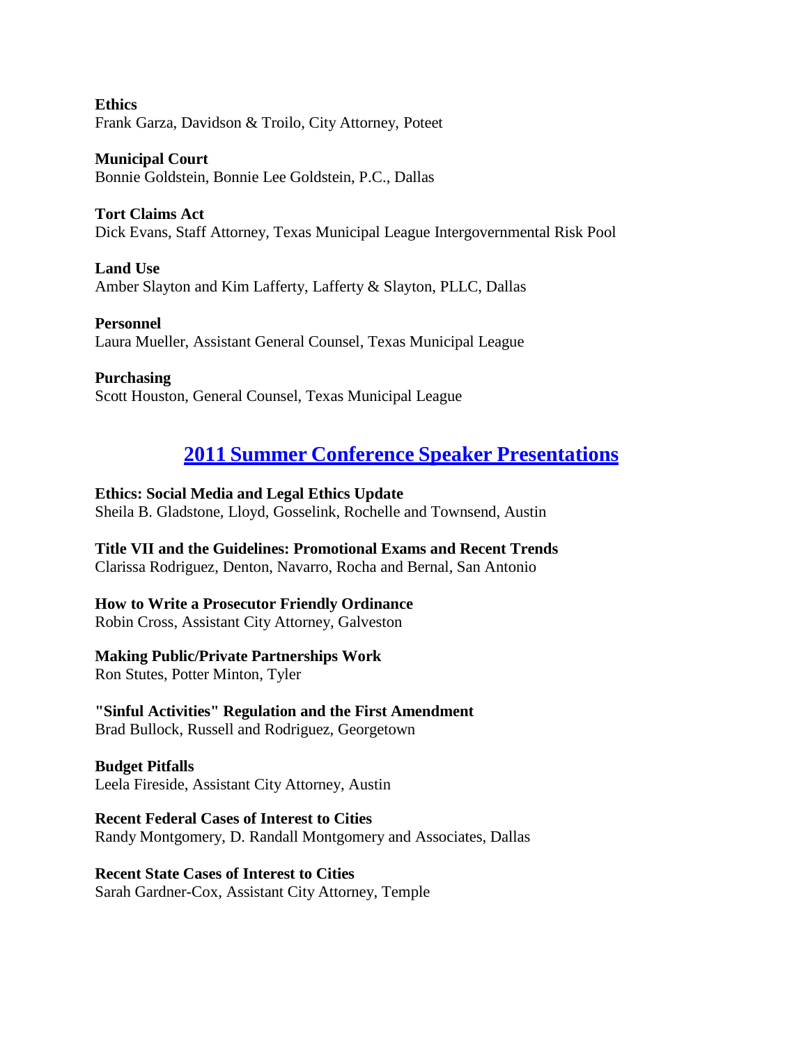**Ethics**
Frank Garza, Davidson & Troilo, City Attorney, Poteet

**Municipal Court**
Bonnie Goldstein, Bonnie Lee Goldstein, P.C., Dallas

**Tort Claims Act**
Dick Evans, Staff Attorney, Texas Municipal League Intergovernmental Risk Pool

**Land Use**
Amber Slayton and Kim Lafferty, Lafferty & Slayton, PLLC, Dallas

**Personnel**
Laura Mueller, Assistant General Counsel, Texas Municipal League

**Purchasing**
Scott Houston, General Counsel, Texas Municipal League

## 2011 Summer Conference Speaker Presentations

**Ethics: Social Media and Legal Ethics Update**
Sheila B. Gladstone, Lloyd, Gosselink, Rochelle and Townsend, Austin

**Title VII and the Guidelines: Promotional Exams and Recent Trends**
Clarissa Rodriguez, Denton, Navarro, Rocha and Bernal, San Antonio

**How to Write a Prosecutor Friendly Ordinance**
Robin Cross, Assistant City Attorney, Galveston

**Making Public/Private Partnerships Work**
Ron Stutes, Potter Minton, Tyler

**"Sinful Activities" Regulation and the First Amendment**
Brad Bullock, Russell and Rodriguez, Georgetown

**Budget Pitfalls**
Leela Fireside, Assistant City Attorney, Austin

**Recent Federal Cases of Interest to Cities**
Randy Montgomery, D. Randall Montgomery and Associates, Dallas

**Recent State Cases of Interest to Cities**
Sarah Gardner-Cox, Assistant City Attorney, Temple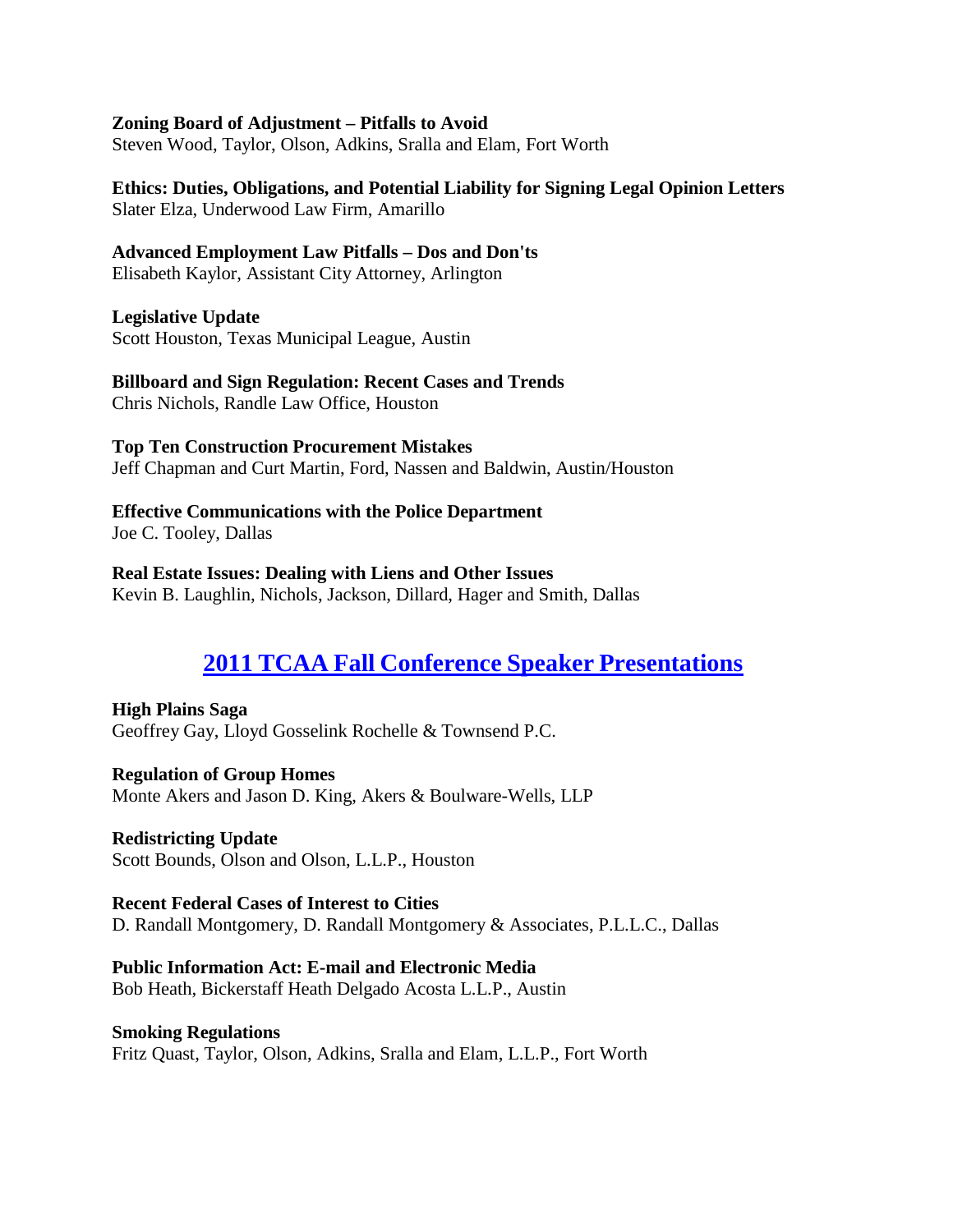**Zoning Board of Adjustment – Pitfalls to Avoid**
Steven Wood, Taylor, Olson, Adkins, Sralla and Elam, Fort Worth

**Ethics: Duties, Obligations, and Potential Liability for Signing Legal Opinion Letters**
Slater Elza, Underwood Law Firm, Amarillo

**Advanced Employment Law Pitfalls – Dos and Don'ts**
Elisabeth Kaylor, Assistant City Attorney, Arlington

**Legislative Update**
Scott Houston, Texas Municipal League, Austin

**Billboard and Sign Regulation: Recent Cases and Trends**
Chris Nichols, Randle Law Office, Houston

**Top Ten Construction Procurement Mistakes**
Jeff Chapman and Curt Martin, Ford, Nassen and Baldwin, Austin/Houston

**Effective Communications with the Police Department**
Joe C. Tooley, Dallas

**Real Estate Issues: Dealing with Liens and Other Issues**
Kevin B. Laughlin, Nichols, Jackson, Dillard, Hager and Smith, Dallas

## 2011 TCAA Fall Conference Speaker Presentations

**High Plains Saga**
Geoffrey Gay, Lloyd Gosselink Rochelle & Townsend P.C.

**Regulation of Group Homes**
Monte Akers and Jason D. King, Akers & Boulware-Wells, LLP

**Redistricting Update**
Scott Bounds, Olson and Olson, L.L.P., Houston

**Recent Federal Cases of Interest to Cities**
D. Randall Montgomery, D. Randall Montgomery & Associates, P.L.L.C., Dallas

**Public Information Act: E-mail and Electronic Media**
Bob Heath, Bickerstaff Heath Delgado Acosta L.L.P., Austin

**Smoking Regulations**
Fritz Quast, Taylor, Olson, Adkins, Sralla and Elam, L.L.P., Fort Worth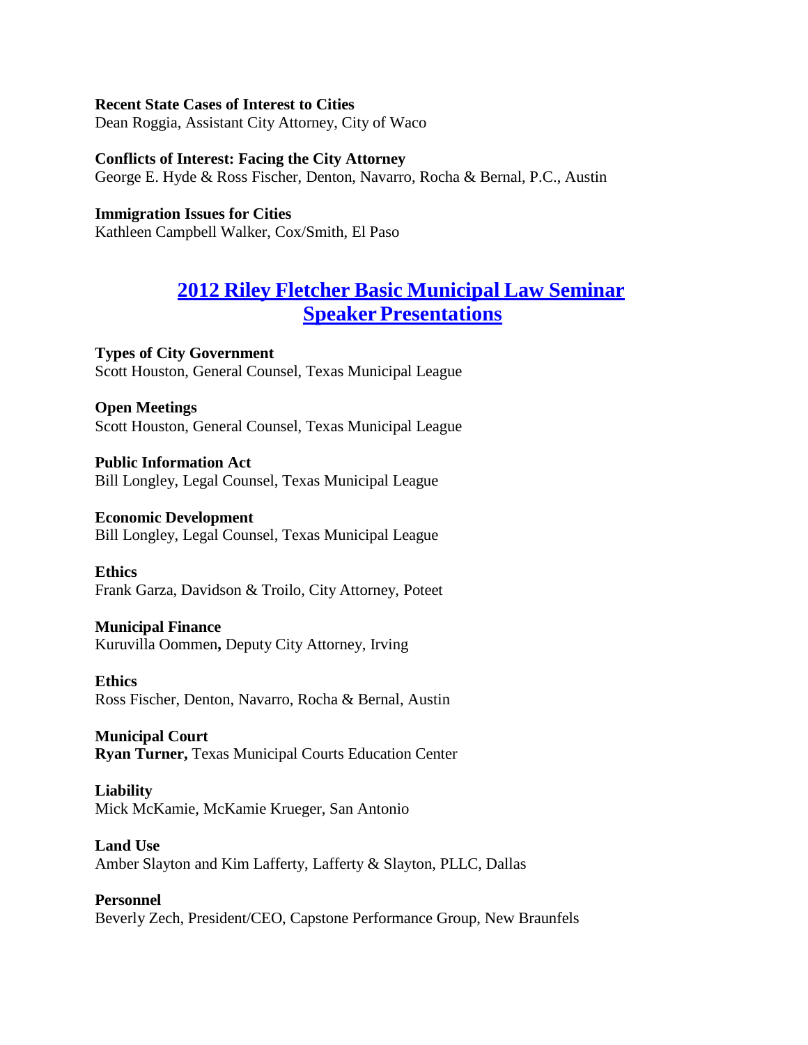**Recent State Cases of Interest to Cities**
Dean Roggia, Assistant City Attorney, City of Waco

**Conflicts of Interest: Facing the City Attorney**
George E. Hyde & Ross Fischer, Denton, Navarro, Rocha & Bernal, P.C., Austin

**Immigration Issues for Cities**
Kathleen Campbell Walker, Cox/Smith, El Paso

## 2012 Riley Fletcher Basic Municipal Law Seminar Speaker Presentations

**Types of City Government**
Scott Houston, General Counsel, Texas Municipal League

**Open Meetings**
Scott Houston, General Counsel, Texas Municipal League

**Public Information Act**
Bill Longley, Legal Counsel, Texas Municipal League

**Economic Development**
Bill Longley, Legal Counsel, Texas Municipal League

**Ethics**
Frank Garza, Davidson & Troilo, City Attorney, Poteet

**Municipal Finance**
Kuruvilla Oommen**,** Deputy City Attorney, Irving

**Ethics**
Ross Fischer, Denton, Navarro, Rocha & Bernal, Austin

**Municipal Court**
**Ryan Turner,** Texas Municipal Courts Education Center

**Liability**
Mick McKamie, McKamie Krueger, San Antonio

**Land Use**
Amber Slayton and Kim Lafferty, Lafferty & Slayton, PLLC, Dallas

**Personnel**
Beverly Zech, President/CEO, Capstone Performance Group, New Braunfels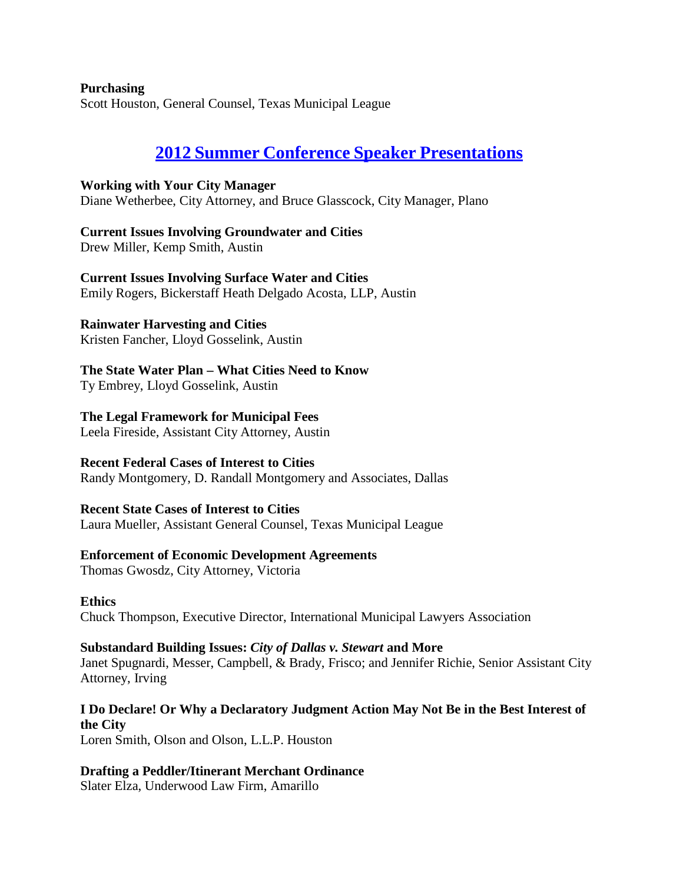**Purchasing**
Scott Houston, General Counsel, Texas Municipal League

## 2012 Summer Conference Speaker Presentations

**Working with Your City Manager**
Diane Wetherbee, City Attorney, and Bruce Glasscock, City Manager, Plano

**Current Issues Involving Groundwater and Cities**
Drew Miller, Kemp Smith, Austin

**Current Issues Involving Surface Water and Cities**
Emily Rogers, Bickerstaff Heath Delgado Acosta, LLP, Austin

**Rainwater Harvesting and Cities**
Kristen Fancher, Lloyd Gosselink, Austin

**The State Water Plan – What Cities Need to Know**
Ty Embrey, Lloyd Gosselink, Austin

**The Legal Framework for Municipal Fees**
Leela Fireside, Assistant City Attorney, Austin

**Recent Federal Cases of Interest to Cities**
Randy Montgomery, D. Randall Montgomery and Associates, Dallas

**Recent State Cases of Interest to Cities**
Laura Mueller, Assistant General Counsel, Texas Municipal League

**Enforcement of Economic Development Agreements**
Thomas Gwosdz, City Attorney, Victoria

**Ethics**
Chuck Thompson, Executive Director, International Municipal Lawyers Association

**Substandard Building Issues: *City of Dallas v. Stewart* and More**
Janet Spugnardi, Messer, Campbell, & Brady, Frisco; and Jennifer Richie, Senior Assistant City Attorney, Irving

**I Do Declare! Or Why a Declaratory Judgment Action May Not Be in the Best Interest of the City**
Loren Smith, Olson and Olson, L.L.P. Houston

**Drafting a Peddler/Itinerant Merchant Ordinance**
Slater Elza, Underwood Law Firm, Amarillo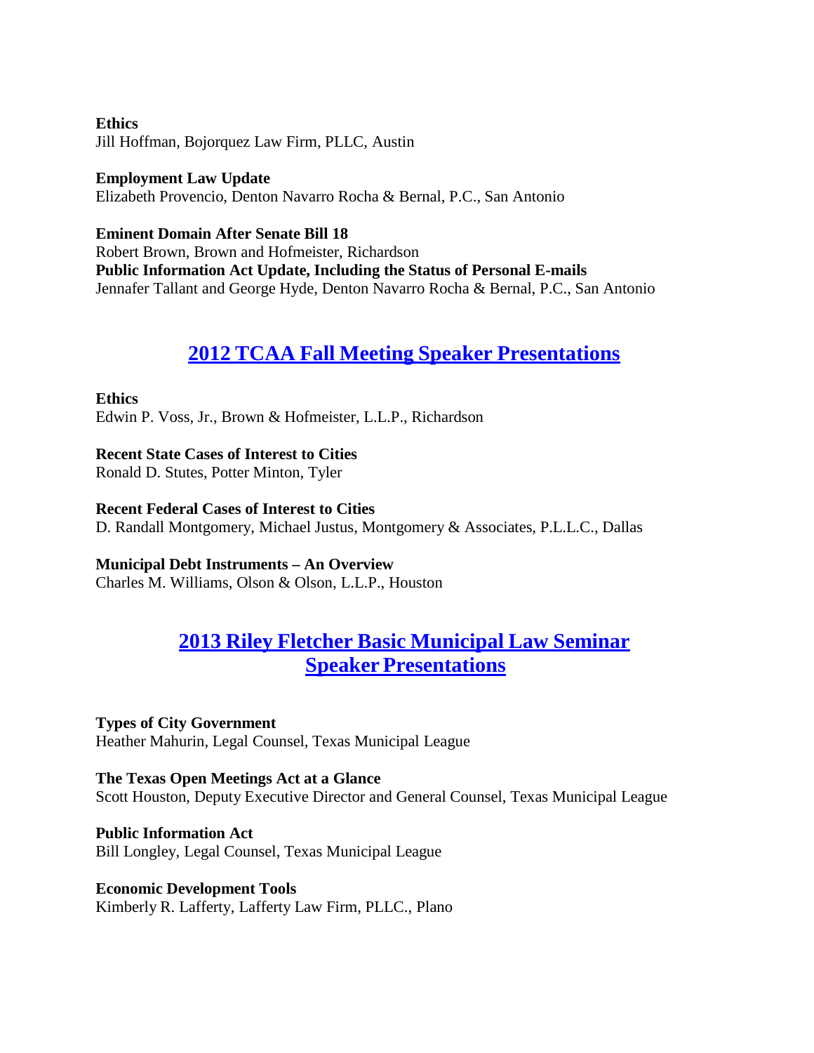**Ethics**
Jill Hoffman, Bojorquez Law Firm, PLLC, Austin

**Employment Law Update**
Elizabeth Provencio, Denton Navarro Rocha & Bernal, P.C., San Antonio

**Eminent Domain After Senate Bill 18**
Robert Brown, Brown and Hofmeister, Richardson
**Public Information Act Update, Including the Status of Personal E-mails**
Jennafer Tallant and George Hyde, Denton Navarro Rocha & Bernal, P.C., San Antonio

## 2012 TCAA Fall Meeting Speaker Presentations

**Ethics**
Edwin P. Voss, Jr., Brown & Hofmeister, L.L.P., Richardson

**Recent State Cases of Interest to Cities**
Ronald D. Stutes, Potter Minton, Tyler

**Recent Federal Cases of Interest to Cities**
D. Randall Montgomery, Michael Justus, Montgomery & Associates, P.L.L.C., Dallas

**Municipal Debt Instruments – An Overview**
Charles M. Williams, Olson & Olson, L.L.P., Houston

## 2013 Riley Fletcher Basic Municipal Law Seminar Speaker Presentations

**Types of City Government**
Heather Mahurin, Legal Counsel, Texas Municipal League

**The Texas Open Meetings Act at a Glance**
Scott Houston, Deputy Executive Director and General Counsel, Texas Municipal League

**Public Information Act**
Bill Longley, Legal Counsel, Texas Municipal League

**Economic Development Tools**
Kimberly R. Lafferty, Lafferty Law Firm, PLLC., Plano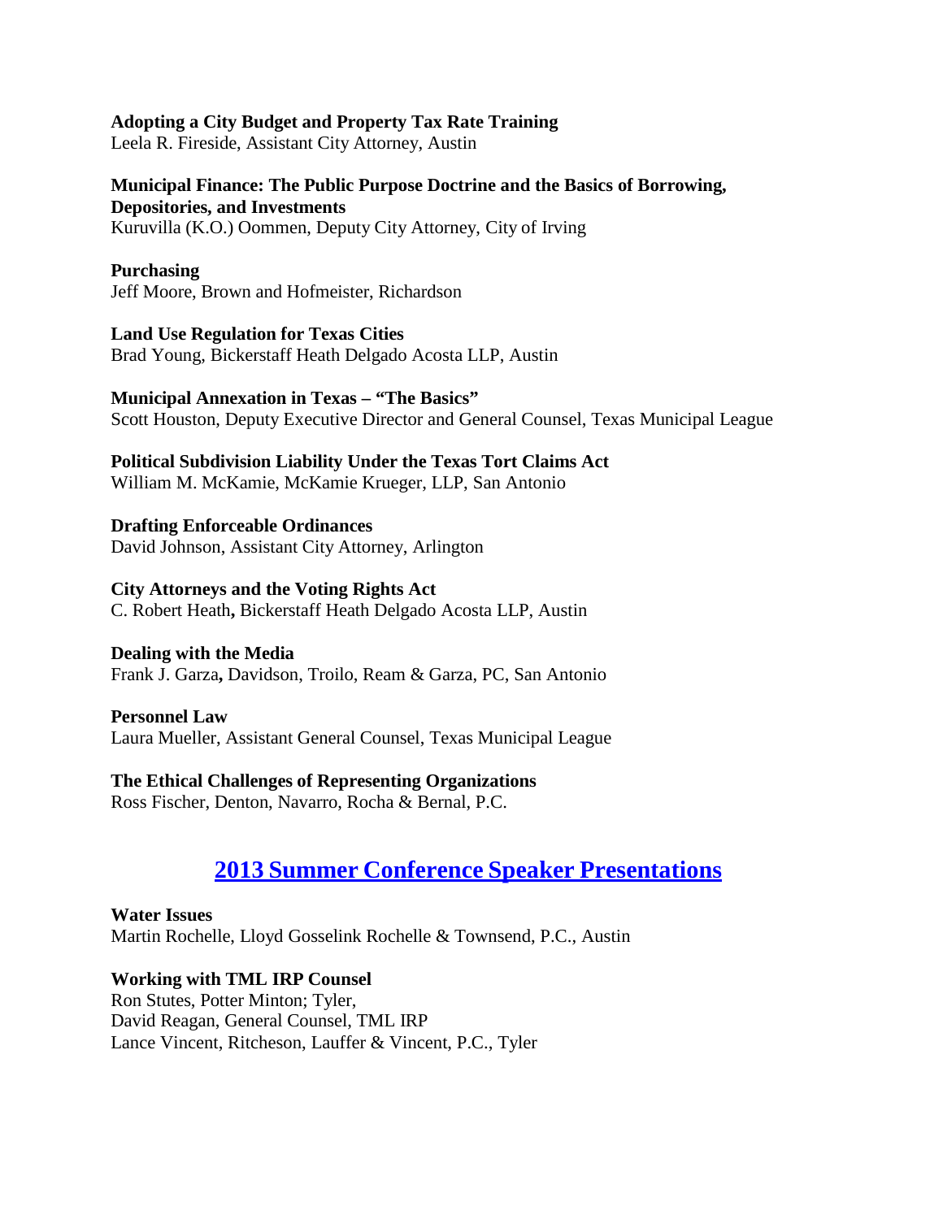**Adopting a City Budget and Property Tax Rate Training**
Leela R. Fireside, Assistant City Attorney, Austin

**Municipal Finance: The Public Purpose Doctrine and the Basics of Borrowing, Depositories, and Investments**
Kuruvilla (K.O.) Oommen, Deputy City Attorney, City of Irving

**Purchasing**
Jeff Moore, Brown and Hofmeister, Richardson

**Land Use Regulation for Texas Cities**
Brad Young, Bickerstaff Heath Delgado Acosta LLP, Austin

**Municipal Annexation in Texas – "The Basics"**
Scott Houston, Deputy Executive Director and General Counsel, Texas Municipal League

**Political Subdivision Liability Under the Texas Tort Claims Act**
William M. McKamie, McKamie Krueger, LLP, San Antonio

**Drafting Enforceable Ordinances**
David Johnson, Assistant City Attorney, Arlington

**City Attorneys and the Voting Rights Act**
C. Robert Heath**,** Bickerstaff Heath Delgado Acosta LLP, Austin

**Dealing with the Media**
Frank J. Garza**,** Davidson, Troilo, Ream & Garza, PC, San Antonio

**Personnel Law**
Laura Mueller, Assistant General Counsel, Texas Municipal League

**The Ethical Challenges of Representing Organizations**
Ross Fischer, Denton, Navarro, Rocha & Bernal, P.C.

## 2013 Summer Conference Speaker Presentations

**Water Issues**
Martin Rochelle, Lloyd Gosselink Rochelle & Townsend, P.C., Austin

**Working with TML IRP Counsel**
Ron Stutes, Potter Minton; Tyler,
David Reagan, General Counsel, TML IRP
Lance Vincent, Ritcheson, Lauffer & Vincent, P.C., Tyler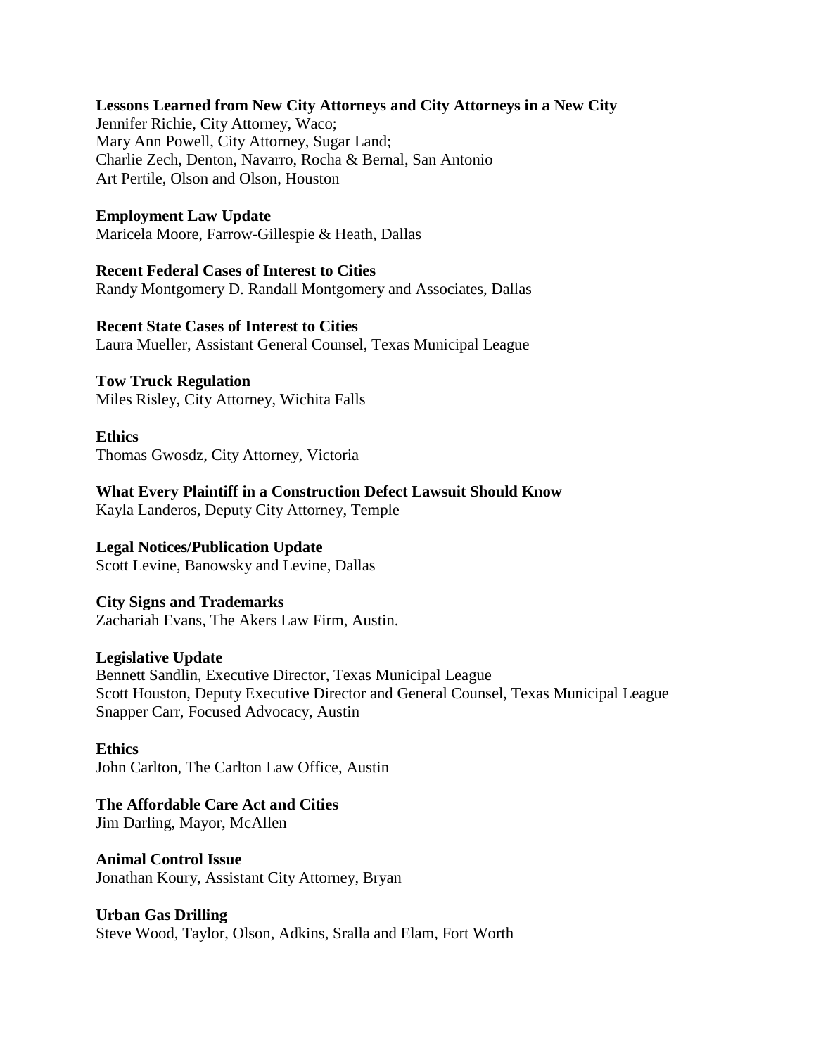**Lessons Learned from New City Attorneys and City Attorneys in a New City**
Jennifer Richie, City Attorney, Waco;
Mary Ann Powell, City Attorney, Sugar Land;
Charlie Zech, Denton, Navarro, Rocha & Bernal, San Antonio
Art Pertile, Olson and Olson, Houston

**Employment Law Update**
Maricela Moore, Farrow-Gillespie & Heath, Dallas

**Recent Federal Cases of Interest to Cities**
Randy Montgomery D. Randall Montgomery and Associates, Dallas

**Recent State Cases of Interest to Cities**
Laura Mueller, Assistant General Counsel, Texas Municipal League

**Tow Truck Regulation**
Miles Risley, City Attorney, Wichita Falls

**Ethics**
Thomas Gwosdz, City Attorney, Victoria

**What Every Plaintiff in a Construction Defect Lawsuit Should Know**
Kayla Landeros, Deputy City Attorney, Temple

**Legal Notices/Publication Update**
Scott Levine, Banowsky and Levine, Dallas

**City Signs and Trademarks**
Zachariah Evans, The Akers Law Firm, Austin.

**Legislative Update**
Bennett Sandlin, Executive Director, Texas Municipal League
Scott Houston, Deputy Executive Director and General Counsel, Texas Municipal League
Snapper Carr, Focused Advocacy, Austin

**Ethics**
John Carlton, The Carlton Law Office, Austin

**The Affordable Care Act and Cities**
Jim Darling, Mayor, McAllen

**Animal Control Issue**
Jonathan Koury, Assistant City Attorney, Bryan

**Urban Gas Drilling**
Steve Wood, Taylor, Olson, Adkins, Sralla and Elam, Fort Worth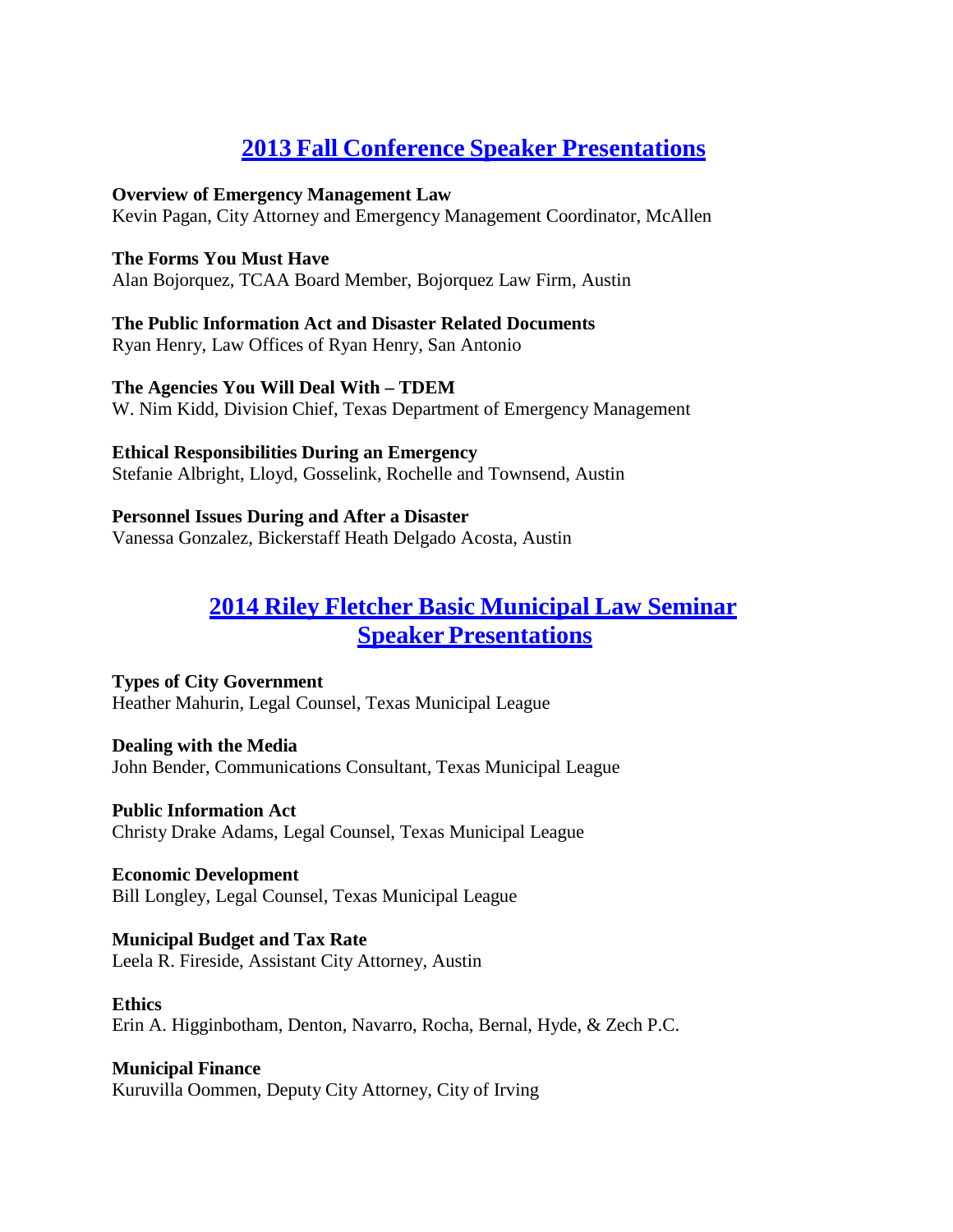## 2013 Fall Conference Speaker Presentations

**Overview of Emergency Management Law**
Kevin Pagan, City Attorney and Emergency Management Coordinator, McAllen

**The Forms You Must Have**
Alan Bojorquez, TCAA Board Member, Bojorquez Law Firm, Austin

**The Public Information Act and Disaster Related Documents**
Ryan Henry, Law Offices of Ryan Henry, San Antonio

**The Agencies You Will Deal With – TDEM**
W. Nim Kidd, Division Chief, Texas Department of Emergency Management

**Ethical Responsibilities During an Emergency**
Stefanie Albright, Lloyd, Gosselink, Rochelle and Townsend, Austin

**Personnel Issues During and After a Disaster**
Vanessa Gonzalez, Bickerstaff Heath Delgado Acosta, Austin

## 2014 Riley Fletcher Basic Municipal Law Seminar Speaker Presentations

**Types of City Government**
Heather Mahurin, Legal Counsel, Texas Municipal League

**Dealing with the Media**
John Bender, Communications Consultant, Texas Municipal League

**Public Information Act**
Christy Drake Adams, Legal Counsel, Texas Municipal League

**Economic Development**
Bill Longley, Legal Counsel, Texas Municipal League

**Municipal Budget and Tax Rate**
Leela R. Fireside, Assistant City Attorney, Austin

**Ethics**
Erin A. Higginbotham, Denton, Navarro, Rocha, Bernal, Hyde, & Zech P.C.

**Municipal Finance**
Kuruvilla Oommen, Deputy City Attorney, City of Irving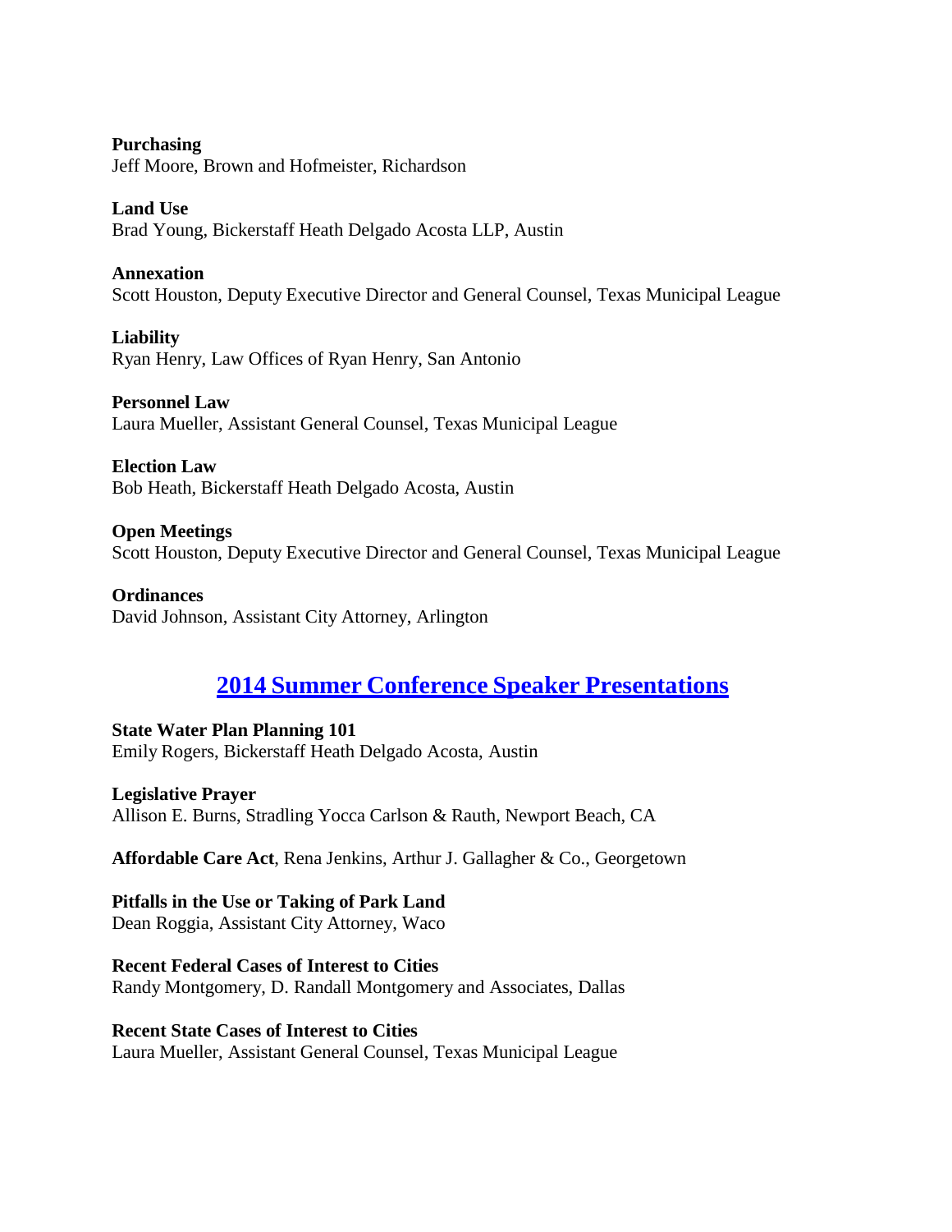**Purchasing**
Jeff Moore, Brown and Hofmeister, Richardson

**Land Use**
Brad Young, Bickerstaff Heath Delgado Acosta LLP, Austin

**Annexation**
Scott Houston, Deputy Executive Director and General Counsel, Texas Municipal League

**Liability**
Ryan Henry, Law Offices of Ryan Henry, San Antonio

**Personnel Law**
Laura Mueller, Assistant General Counsel, Texas Municipal League

**Election Law**
Bob Heath, Bickerstaff Heath Delgado Acosta, Austin

**Open Meetings**
Scott Houston, Deputy Executive Director and General Counsel, Texas Municipal League

**Ordinances**
David Johnson, Assistant City Attorney, Arlington

## 2014 Summer Conference Speaker Presentations

**State Water Plan Planning 101**
Emily Rogers, Bickerstaff Heath Delgado Acosta, Austin

**Legislative Prayer**
Allison E. Burns, Stradling Yocca Carlson & Rauth, Newport Beach, CA

**Affordable Care Act**, Rena Jenkins, Arthur J. Gallagher & Co., Georgetown

**Pitfalls in the Use or Taking of Park Land**
Dean Roggia, Assistant City Attorney, Waco

**Recent Federal Cases of Interest to Cities**
Randy Montgomery, D. Randall Montgomery and Associates, Dallas

**Recent State Cases of Interest to Cities**
Laura Mueller, Assistant General Counsel, Texas Municipal League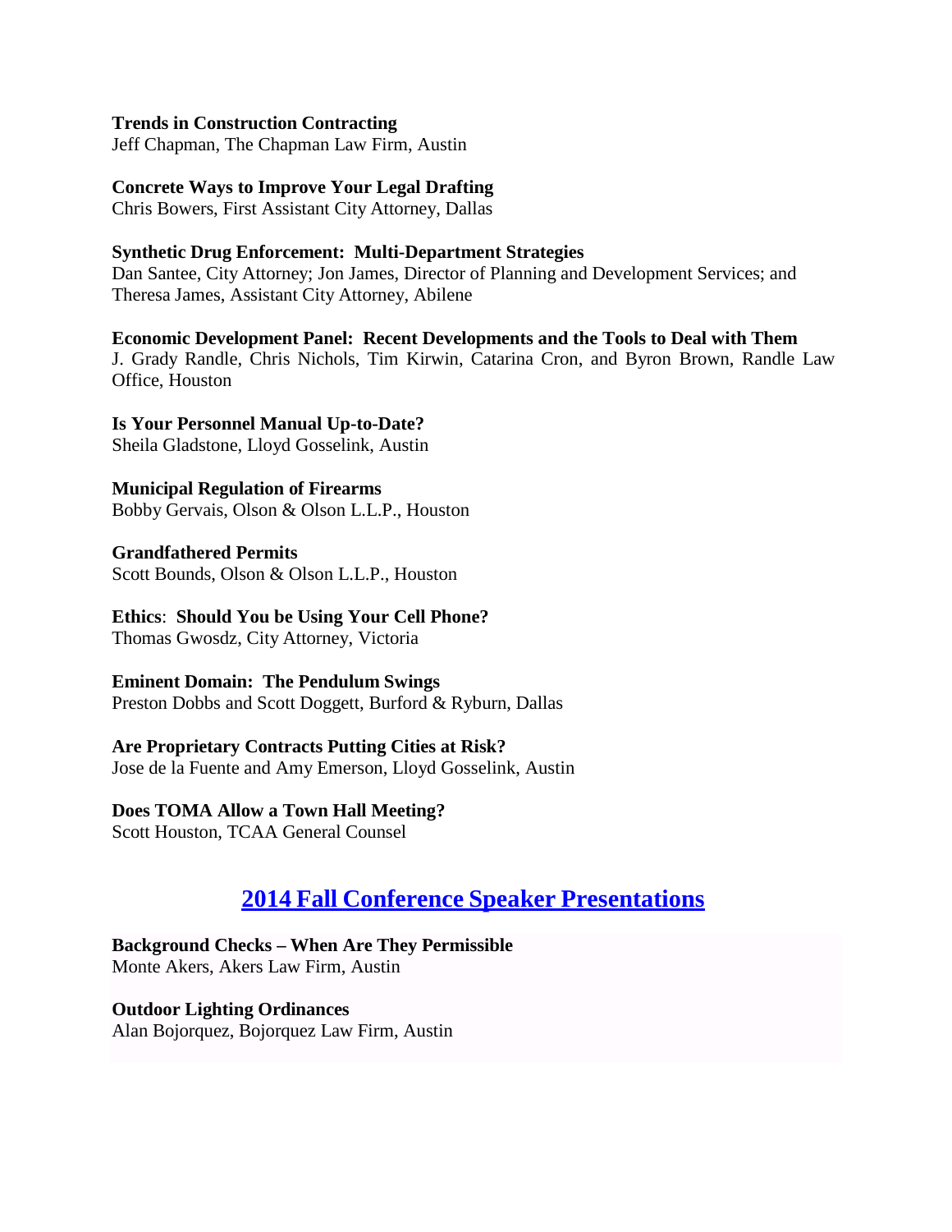**Trends in Construction Contracting**
Jeff Chapman, The Chapman Law Firm, Austin

**Concrete Ways to Improve Your Legal Drafting**
Chris Bowers, First Assistant City Attorney, Dallas

**Synthetic Drug Enforcement: Multi-Department Strategies**
Dan Santee, City Attorney; Jon James, Director of Planning and Development Services; and Theresa James, Assistant City Attorney, Abilene

**Economic Development Panel: Recent Developments and the Tools to Deal with Them**
J. Grady Randle, Chris Nichols, Tim Kirwin, Catarina Cron, and Byron Brown, Randle Law Office, Houston

**Is Your Personnel Manual Up-to-Date?**
Sheila Gladstone, Lloyd Gosselink, Austin

**Municipal Regulation of Firearms**
Bobby Gervais, Olson & Olson L.L.P., Houston

**Grandfathered Permits**
Scott Bounds, Olson & Olson L.L.P., Houston

**Ethics**: **Should You be Using Your Cell Phone?**
Thomas Gwosdz, City Attorney, Victoria

**Eminent Domain: The Pendulum Swings**
Preston Dobbs and Scott Doggett, Burford & Ryburn, Dallas

**Are Proprietary Contracts Putting Cities at Risk?**
Jose de la Fuente and Amy Emerson, Lloyd Gosselink, Austin

**Does TOMA Allow a Town Hall Meeting?**
Scott Houston, TCAA General Counsel

## 2014 Fall Conference Speaker Presentations

**Background Checks – When Are They Permissible**
Monte Akers, Akers Law Firm, Austin

**Outdoor Lighting Ordinances**
Alan Bojorquez, Bojorquez Law Firm, Austin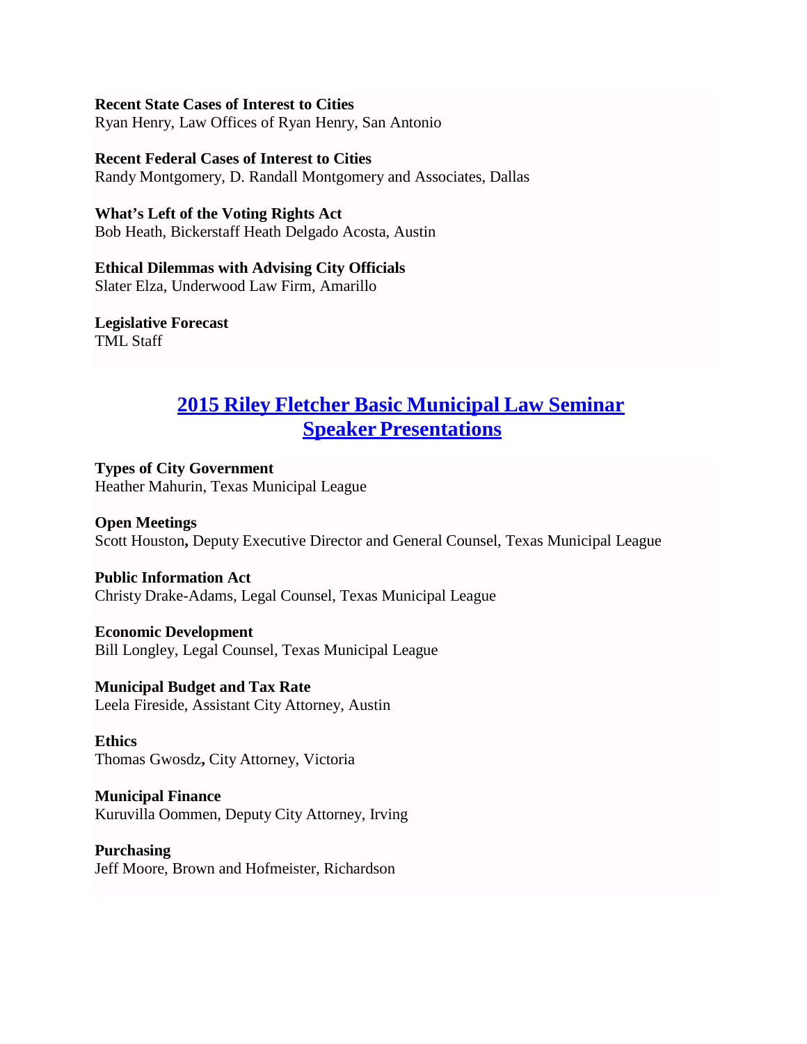**Recent State Cases of Interest to Cities**
Ryan Henry, Law Offices of Ryan Henry, San Antonio

**Recent Federal Cases of Interest to Cities**
Randy Montgomery, D. Randall Montgomery and Associates, Dallas

**What's Left of the Voting Rights Act**
Bob Heath, Bickerstaff Heath Delgado Acosta, Austin

**Ethical Dilemmas with Advising City Officials**
Slater Elza, Underwood Law Firm, Amarillo

**Legislative Forecast**
TML Staff

## 2015 Riley Fletcher Basic Municipal Law Seminar Speaker Presentations

**Types of City Government**
Heather Mahurin, Texas Municipal League

**Open Meetings**
Scott Houston**,** Deputy Executive Director and General Counsel, Texas Municipal League

**Public Information Act**
Christy Drake-Adams, Legal Counsel, Texas Municipal League

**Economic Development**
Bill Longley, Legal Counsel, Texas Municipal League

**Municipal Budget and Tax Rate**
Leela Fireside, Assistant City Attorney, Austin

**Ethics**
Thomas Gwosdz**,** City Attorney, Victoria

**Municipal Finance**
Kuruvilla Oommen, Deputy City Attorney, Irving

**Purchasing**
Jeff Moore, Brown and Hofmeister, Richardson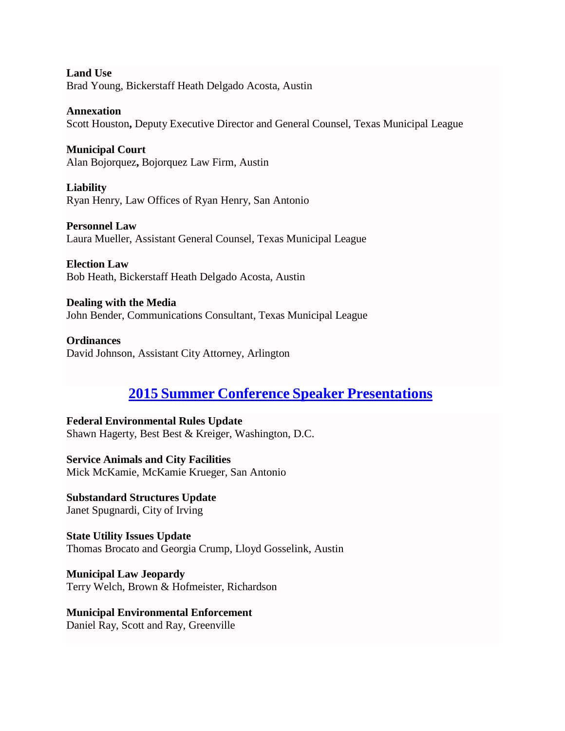**Land Use**
Brad Young, Bickerstaff Heath Delgado Acosta, Austin

**Annexation**
Scott Houston**,** Deputy Executive Director and General Counsel, Texas Municipal League

**Municipal Court**
Alan Bojorquez**,** Bojorquez Law Firm, Austin

**Liability**
Ryan Henry, Law Offices of Ryan Henry, San Antonio

**Personnel Law**
Laura Mueller, Assistant General Counsel, Texas Municipal League

**Election Law**
Bob Heath, Bickerstaff Heath Delgado Acosta, Austin

**Dealing with the Media**
John Bender, Communications Consultant, Texas Municipal League

**Ordinances**
David Johnson, Assistant City Attorney, Arlington

## 2015 Summer Conference Speaker Presentations

**Federal Environmental Rules Update**
Shawn Hagerty, Best Best & Kreiger, Washington, D.C.

**Service Animals and City Facilities**
Mick McKamie, McKamie Krueger, San Antonio

**Substandard Structures Update**
Janet Spugnardi, City of Irving

**State Utility Issues Update**
Thomas Brocato and Georgia Crump, Lloyd Gosselink, Austin

**Municipal Law Jeopardy**
Terry Welch, Brown & Hofmeister, Richardson

**Municipal Environmental Enforcement**
Daniel Ray, Scott and Ray, Greenville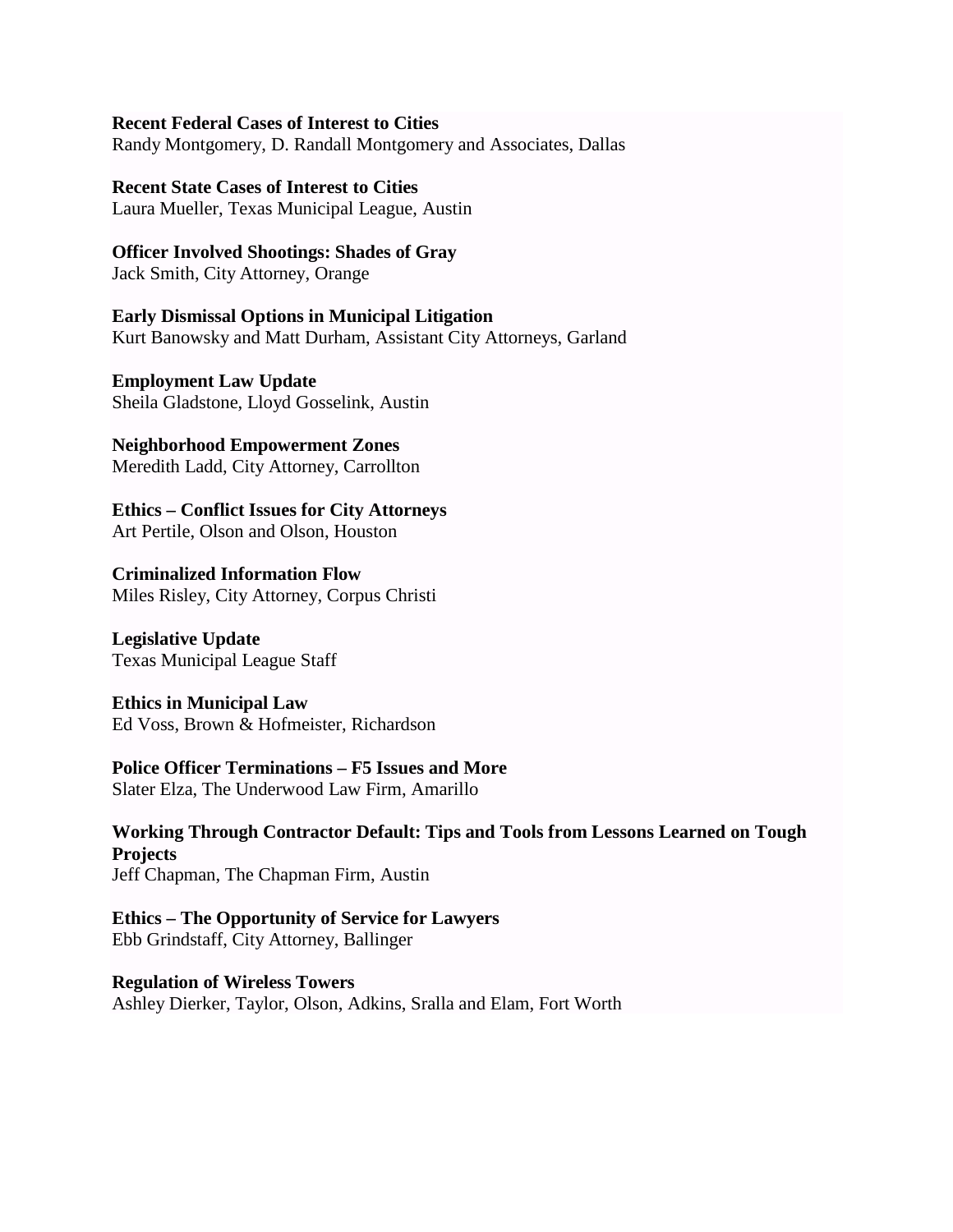**Recent Federal Cases of Interest to Cities**
Randy Montgomery, D. Randall Montgomery and Associates, Dallas

**Recent State Cases of Interest to Cities**
Laura Mueller, Texas Municipal League, Austin

**Officer Involved Shootings: Shades of Gray**
Jack Smith, City Attorney, Orange

**Early Dismissal Options in Municipal Litigation**
Kurt Banowsky and Matt Durham, Assistant City Attorneys, Garland

**Employment Law Update**
Sheila Gladstone, Lloyd Gosselink, Austin

**Neighborhood Empowerment Zones**
Meredith Ladd, City Attorney, Carrollton

**Ethics – Conflict Issues for City Attorneys**
Art Pertile, Olson and Olson, Houston

**Criminalized Information Flow**
Miles Risley, City Attorney, Corpus Christi

**Legislative Update**
Texas Municipal League Staff

**Ethics in Municipal Law**
Ed Voss, Brown & Hofmeister, Richardson

**Police Officer Terminations – F5 Issues and More**
Slater Elza, The Underwood Law Firm, Amarillo

**Working Through Contractor Default: Tips and Tools from Lessons Learned on Tough Projects**
Jeff Chapman, The Chapman Firm, Austin

**Ethics – The Opportunity of Service for Lawyers**
Ebb Grindstaff, City Attorney, Ballinger

**Regulation of Wireless Towers**
Ashley Dierker, Taylor, Olson, Adkins, Sralla and Elam, Fort Worth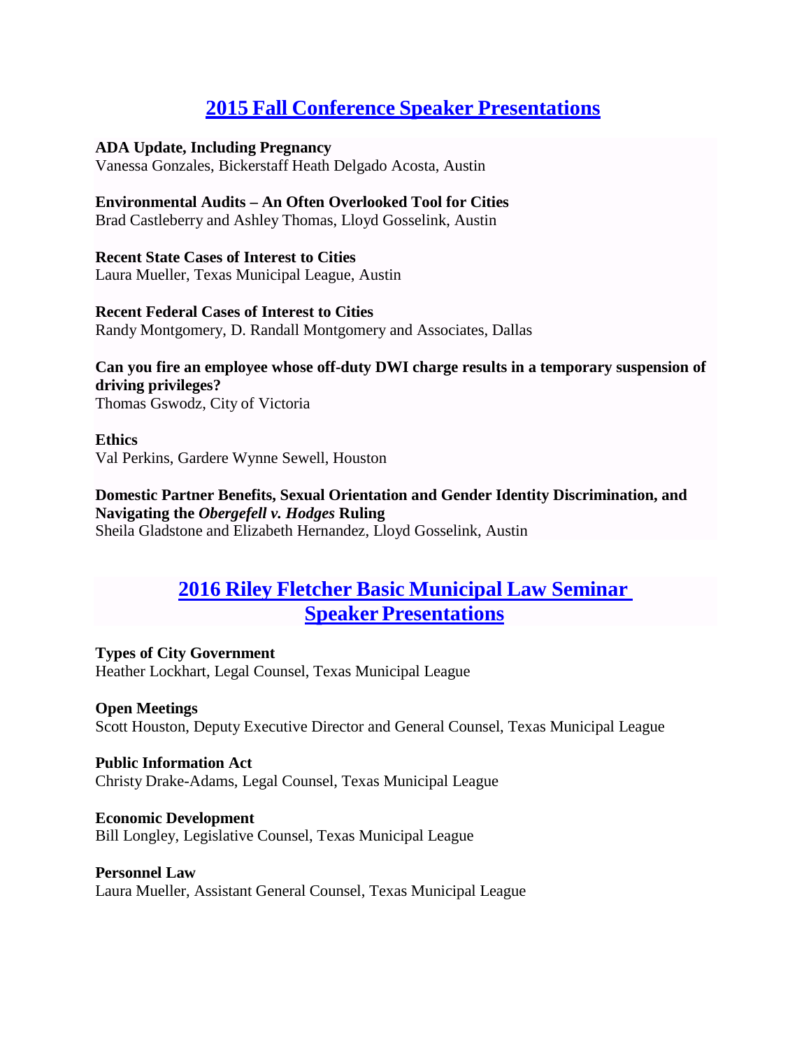## [2015 Fall Conference Speaker Presentations]

**ADA Update, Including Pregnancy**
Vanessa Gonzales, Bickerstaff Heath Delgado Acosta, Austin

**Environmental Audits – An Often Overlooked Tool for Cities**
Brad Castleberry and Ashley Thomas, Lloyd Gosselink, Austin

**Recent State Cases of Interest to Cities**
Laura Mueller, Texas Municipal League, Austin

**Recent Federal Cases of Interest to Cities**
Randy Montgomery, D. Randall Montgomery and Associates, Dallas

**Can you fire an employee whose off-duty DWI charge results in a temporary suspension of driving privileges?**
Thomas Gswodz, City of Victoria

**Ethics**
Val Perkins, Gardere Wynne Sewell, Houston

**Domestic Partner Benefits, Sexual Orientation and Gender Identity Discrimination, and Navigating the *Obergefell v. Hodges* Ruling**
Sheila Gladstone and Elizabeth Hernandez, Lloyd Gosselink, Austin

## [2016 Riley Fletcher Basic Municipal Law Seminar Speaker Presentations]

**Types of City Government**
Heather Lockhart, Legal Counsel, Texas Municipal League

**Open Meetings**
Scott Houston, Deputy Executive Director and General Counsel, Texas Municipal League

**Public Information Act**
Christy Drake-Adams, Legal Counsel, Texas Municipal League

**Economic Development**
Bill Longley, Legislative Counsel, Texas Municipal League

**Personnel Law**
Laura Mueller, Assistant General Counsel, Texas Municipal League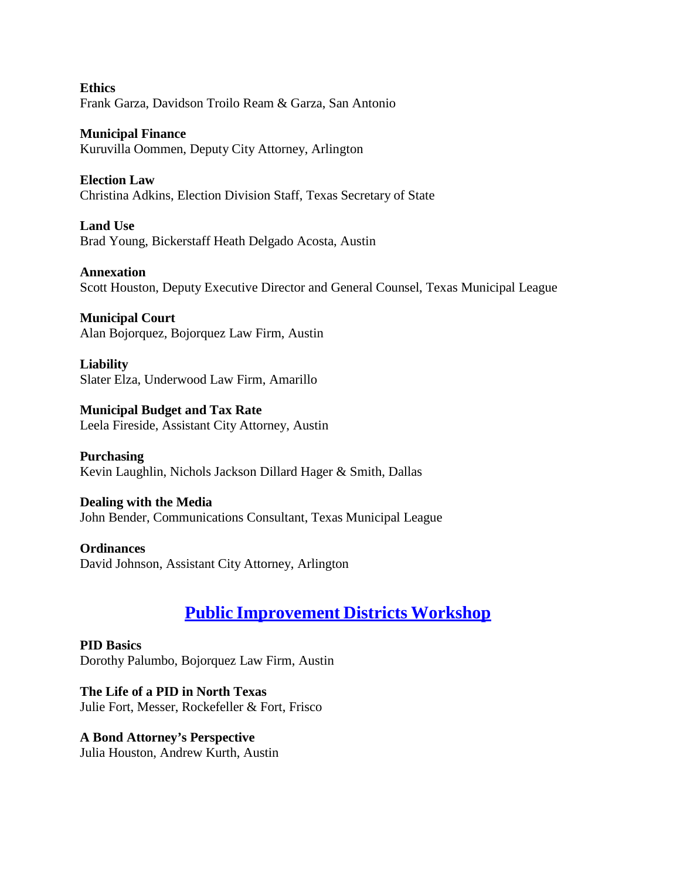**Ethics**
Frank Garza, Davidson Troilo Ream & Garza, San Antonio

**Municipal Finance**
Kuruvilla Oommen, Deputy City Attorney, Arlington

**Election Law**
Christina Adkins, Election Division Staff, Texas Secretary of State

**Land Use**
Brad Young, Bickerstaff Heath Delgado Acosta, Austin

**Annexation**
Scott Houston, Deputy Executive Director and General Counsel, Texas Municipal League

**Municipal Court**
Alan Bojorquez, Bojorquez Law Firm, Austin

**Liability**
Slater Elza, Underwood Law Firm, Amarillo

**Municipal Budget and Tax Rate**
Leela Fireside, Assistant City Attorney, Austin

**Purchasing**
Kevin Laughlin, Nichols Jackson Dillard Hager & Smith, Dallas

**Dealing with the Media**
John Bender, Communications Consultant, Texas Municipal League

**Ordinances**
David Johnson, Assistant City Attorney, Arlington

## Public Improvement Districts Workshop

**PID Basics**
Dorothy Palumbo, Bojorquez Law Firm, Austin

**The Life of a PID in North Texas**
Julie Fort, Messer, Rockefeller & Fort, Frisco

**A Bond Attorney's Perspective**
Julia Houston, Andrew Kurth, Austin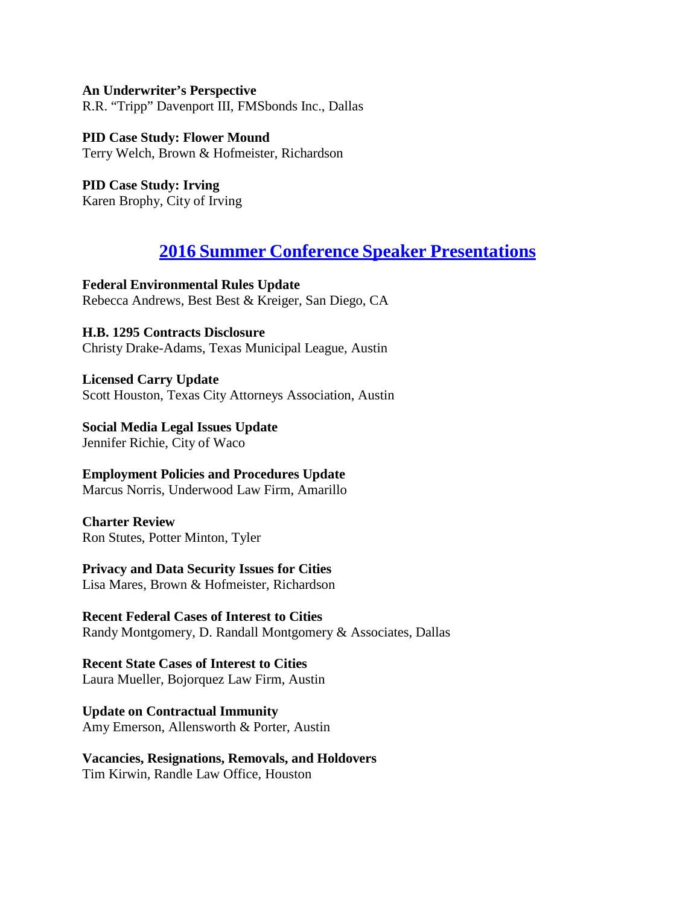**An Underwriter's Perspective**
R.R. "Tripp" Davenport III, FMSbonds Inc., Dallas

**PID Case Study: Flower Mound**
Terry Welch, Brown & Hofmeister, Richardson

**PID Case Study: Irving**
Karen Brophy, City of Irving

## 2016 Summer Conference Speaker Presentations

**Federal Environmental Rules Update**
Rebecca Andrews, Best Best & Kreiger, San Diego, CA

**H.B. 1295 Contracts Disclosure**
Christy Drake-Adams, Texas Municipal League, Austin

**Licensed Carry Update**
Scott Houston, Texas City Attorneys Association, Austin

**Social Media Legal Issues Update**
Jennifer Richie, City of Waco

**Employment Policies and Procedures Update**
Marcus Norris, Underwood Law Firm, Amarillo

**Charter Review**
Ron Stutes, Potter Minton, Tyler

**Privacy and Data Security Issues for Cities**
Lisa Mares, Brown & Hofmeister, Richardson

**Recent Federal Cases of Interest to Cities**
Randy Montgomery, D. Randall Montgomery & Associates, Dallas

**Recent State Cases of Interest to Cities**
Laura Mueller, Bojorquez Law Firm, Austin

**Update on Contractual Immunity**
Amy Emerson, Allensworth & Porter, Austin

**Vacancies, Resignations, Removals, and Holdovers**
Tim Kirwin, Randle Law Office, Houston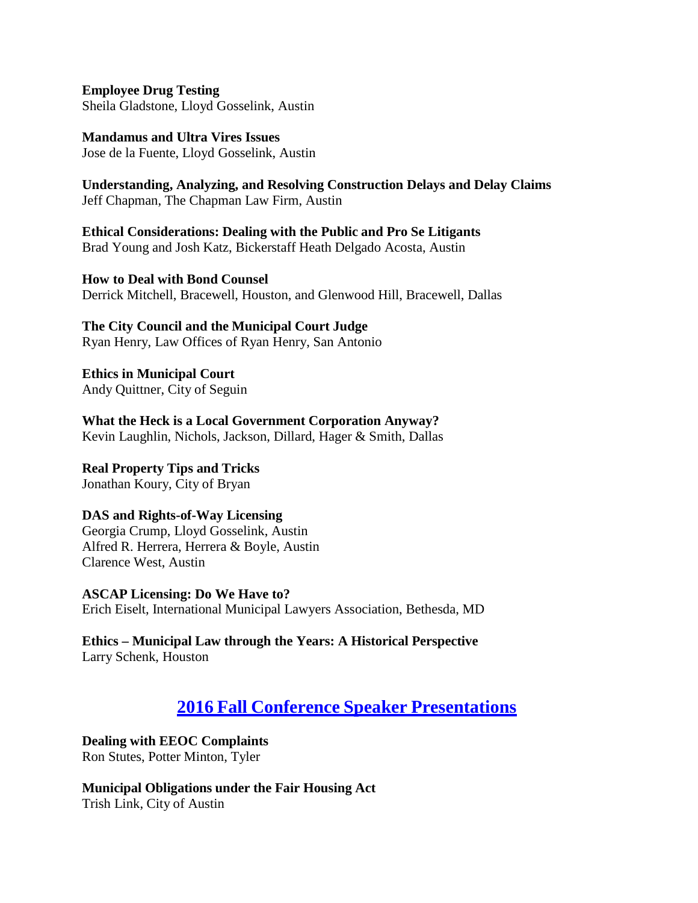**Employee Drug Testing**
Sheila Gladstone, Lloyd Gosselink, Austin

**Mandamus and Ultra Vires Issues**
Jose de la Fuente, Lloyd Gosselink, Austin

**Understanding, Analyzing, and Resolving Construction Delays and Delay Claims**
Jeff Chapman, The Chapman Law Firm, Austin

**Ethical Considerations: Dealing with the Public and Pro Se Litigants**
Brad Young and Josh Katz, Bickerstaff Heath Delgado Acosta, Austin

**How to Deal with Bond Counsel**
Derrick Mitchell, Bracewell, Houston, and Glenwood Hill, Bracewell, Dallas

**The City Council and the Municipal Court Judge**
Ryan Henry, Law Offices of Ryan Henry, San Antonio

**Ethics in Municipal Court**
Andy Quittner, City of Seguin

**What the Heck is a Local Government Corporation Anyway?**
Kevin Laughlin, Nichols, Jackson, Dillard, Hager & Smith, Dallas

**Real Property Tips and Tricks**
Jonathan Koury, City of Bryan

**DAS and Rights-of-Way Licensing**
Georgia Crump, Lloyd Gosselink, Austin
Alfred R. Herrera, Herrera & Boyle, Austin
Clarence West, Austin

**ASCAP Licensing: Do We Have to?**
Erich Eiselt, International Municipal Lawyers Association, Bethesda, MD

**Ethics – Municipal Law through the Years: A Historical Perspective**
Larry Schenk, Houston

## 2016 Fall Conference Speaker Presentations

**Dealing with EEOC Complaints**
Ron Stutes, Potter Minton, Tyler

**Municipal Obligations under the Fair Housing Act**
Trish Link, City of Austin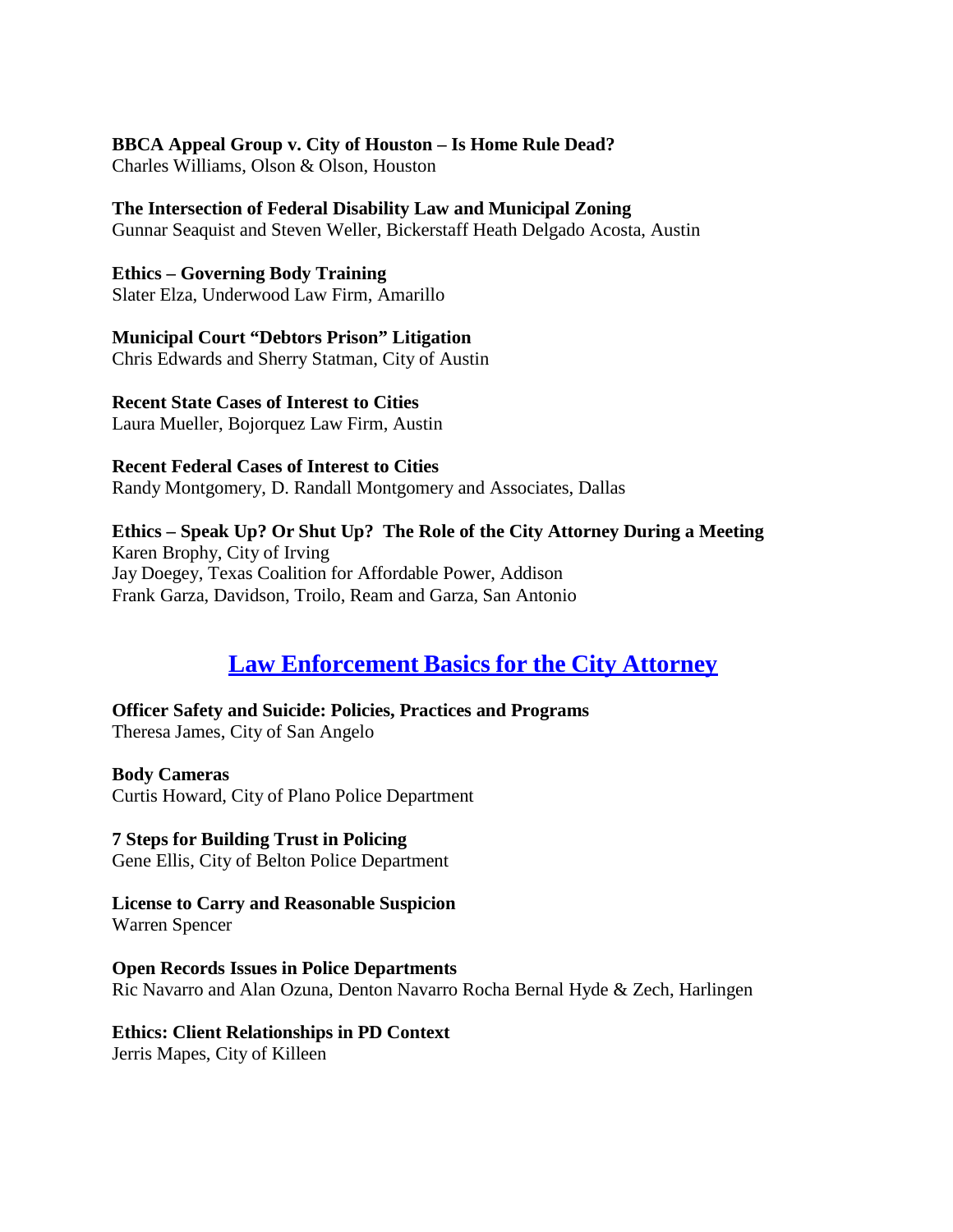**BBCA Appeal Group v. City of Houston – Is Home Rule Dead?**
Charles Williams, Olson & Olson, Houston

**The Intersection of Federal Disability Law and Municipal Zoning**
Gunnar Seaquist and Steven Weller, Bickerstaff Heath Delgado Acosta, Austin

**Ethics – Governing Body Training**
Slater Elza, Underwood Law Firm, Amarillo

**Municipal Court "Debtors Prison" Litigation**
Chris Edwards and Sherry Statman, City of Austin

**Recent State Cases of Interest to Cities**
Laura Mueller, Bojorquez Law Firm, Austin

**Recent Federal Cases of Interest to Cities**
Randy Montgomery, D. Randall Montgomery and Associates, Dallas

**Ethics – Speak Up? Or Shut Up? The Role of the City Attorney During a Meeting**
Karen Brophy, City of Irving
Jay Doegey, Texas Coalition for Affordable Power, Addison
Frank Garza, Davidson, Troilo, Ream and Garza, San Antonio

## Law Enforcement Basics for the City Attorney

**Officer Safety and Suicide: Policies, Practices and Programs**
Theresa James, City of San Angelo

**Body Cameras**
Curtis Howard, City of Plano Police Department

**7 Steps for Building Trust in Policing**
Gene Ellis, City of Belton Police Department

**License to Carry and Reasonable Suspicion**
Warren Spencer

**Open Records Issues in Police Departments**
Ric Navarro and Alan Ozuna, Denton Navarro Rocha Bernal Hyde & Zech, Harlingen

**Ethics: Client Relationships in PD Context**
Jerris Mapes, City of Killeen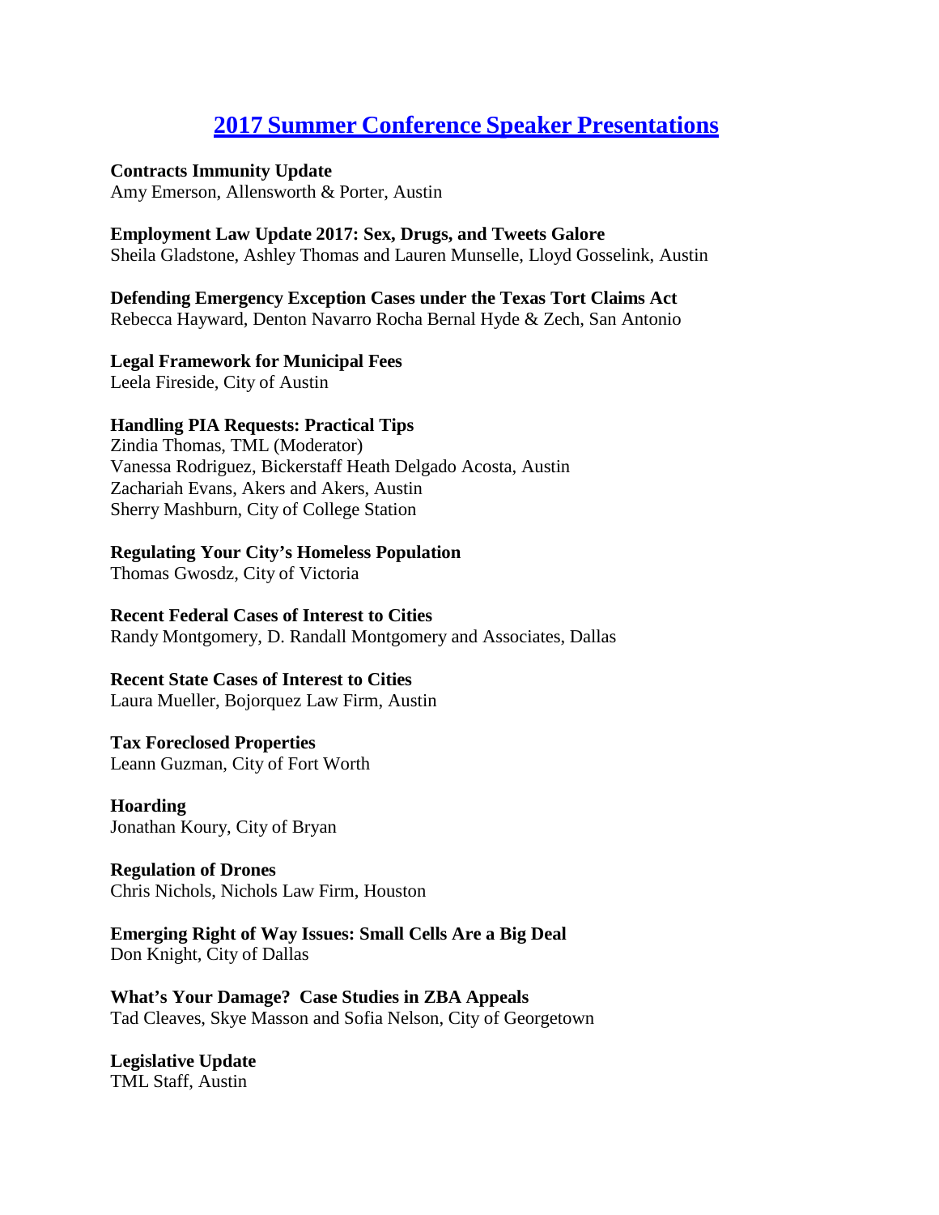# 2017 Summer Conference Speaker Presentations

**Contracts Immunity Update**
Amy Emerson, Allensworth & Porter, Austin

**Employment Law Update 2017: Sex, Drugs, and Tweets Galore**
Sheila Gladstone, Ashley Thomas and Lauren Munselle, Lloyd Gosselink, Austin

**Defending Emergency Exception Cases under the Texas Tort Claims Act**
Rebecca Hayward, Denton Navarro Rocha Bernal Hyde & Zech, San Antonio

**Legal Framework for Municipal Fees**
Leela Fireside, City of Austin

**Handling PIA Requests: Practical Tips**
Zindia Thomas, TML (Moderator)
Vanessa Rodriguez, Bickerstaff Heath Delgado Acosta, Austin
Zachariah Evans, Akers and Akers, Austin
Sherry Mashburn, City of College Station

**Regulating Your City's Homeless Population**
Thomas Gwosdz, City of Victoria

**Recent Federal Cases of Interest to Cities**
Randy Montgomery, D. Randall Montgomery and Associates, Dallas

**Recent State Cases of Interest to Cities**
Laura Mueller, Bojorquez Law Firm, Austin

**Tax Foreclosed Properties**
Leann Guzman, City of Fort Worth

**Hoarding**
Jonathan Koury, City of Bryan

**Regulation of Drones**
Chris Nichols, Nichols Law Firm, Houston

**Emerging Right of Way Issues: Small Cells Are a Big Deal**
Don Knight, City of Dallas

**What's Your Damage? Case Studies in ZBA Appeals**
Tad Cleaves, Skye Masson and Sofia Nelson, City of Georgetown

**Legislative Update**
TML Staff, Austin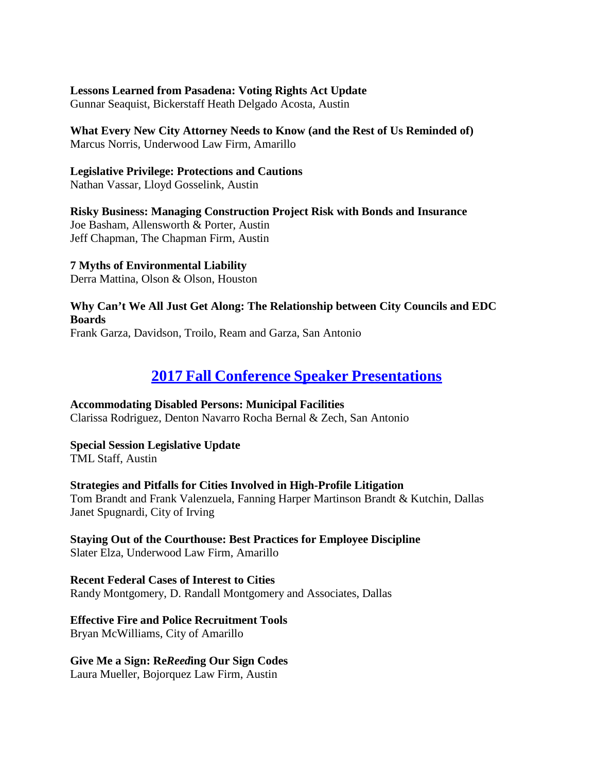**Lessons Learned from Pasadena: Voting Rights Act Update**
Gunnar Seaquist, Bickerstaff Heath Delgado Acosta, Austin

**What Every New City Attorney Needs to Know (and the Rest of Us Reminded of)**
Marcus Norris, Underwood Law Firm, Amarillo

**Legislative Privilege: Protections and Cautions**
Nathan Vassar, Lloyd Gosselink, Austin

**Risky Business: Managing Construction Project Risk with Bonds and Insurance**
Joe Basham, Allensworth & Porter, Austin
Jeff Chapman, The Chapman Firm, Austin

**7 Myths of Environmental Liability**
Derra Mattina, Olson & Olson, Houston

**Why Can't We All Just Get Along: The Relationship between City Councils and EDC Boards**
Frank Garza, Davidson, Troilo, Ream and Garza, San Antonio

## 2017 Fall Conference Speaker Presentations

**Accommodating Disabled Persons: Municipal Facilities**
Clarissa Rodriguez, Denton Navarro Rocha Bernal & Zech, San Antonio

**Special Session Legislative Update**
TML Staff, Austin

**Strategies and Pitfalls for Cities Involved in High-Profile Litigation**
Tom Brandt and Frank Valenzuela, Fanning Harper Martinson Brandt & Kutchin, Dallas
Janet Spugnardi, City of Irving

**Staying Out of the Courthouse: Best Practices for Employee Discipline**
Slater Elza, Underwood Law Firm, Amarillo

**Recent Federal Cases of Interest to Cities**
Randy Montgomery, D. Randall Montgomery and Associates, Dallas

**Effective Fire and Police Recruitment Tools**
Bryan McWilliams, City of Amarillo

**Give Me a Sign: Re*Reed*ing Our Sign Codes**
Laura Mueller, Bojorquez Law Firm, Austin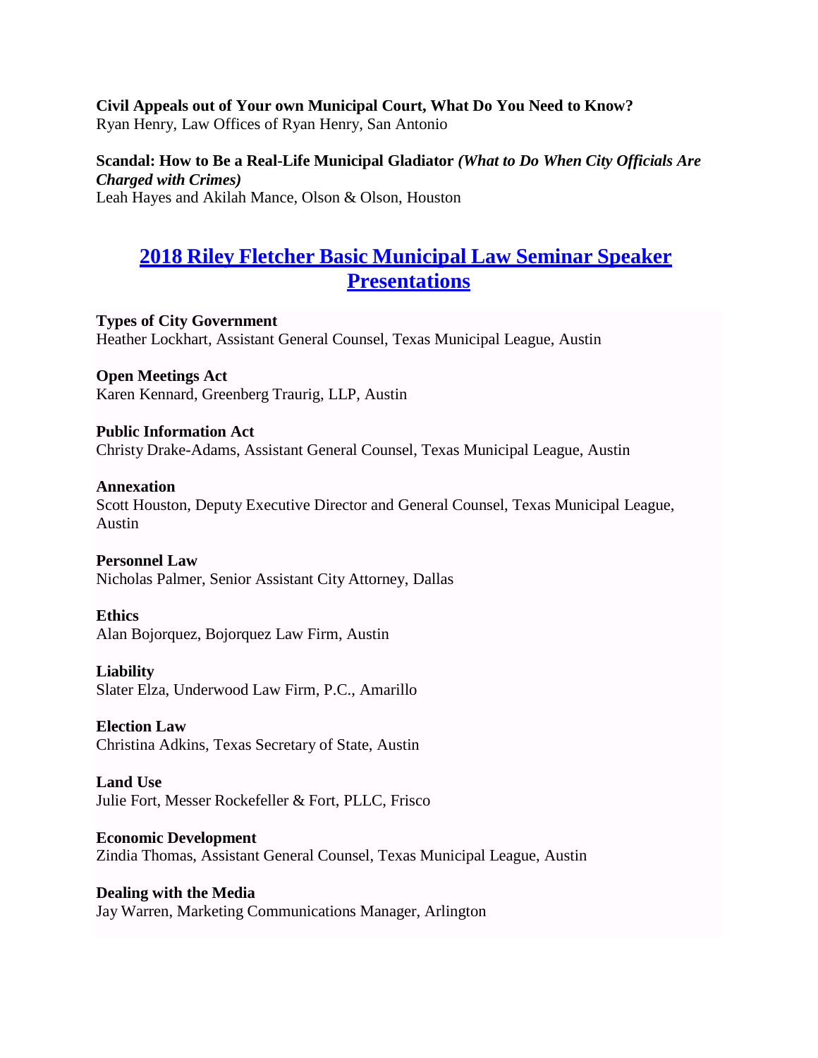**Civil Appeals out of Your own Municipal Court, What Do You Need to Know?**
Ryan Henry, Law Offices of Ryan Henry, San Antonio

**Scandal: How to Be a Real-Life Municipal Gladiator** ***(What to Do When City Officials Are Charged with Crimes)***
Leah Hayes and Akilah Mance, Olson & Olson, Houston

## 2018 Riley Fletcher Basic Municipal Law Seminar Speaker Presentations

**Types of City Government**
Heather Lockhart, Assistant General Counsel, Texas Municipal League, Austin

**Open Meetings Act**
Karen Kennard, Greenberg Traurig, LLP, Austin

**Public Information Act**
Christy Drake-Adams, Assistant General Counsel, Texas Municipal League, Austin

**Annexation**
Scott Houston, Deputy Executive Director and General Counsel, Texas Municipal League, Austin

**Personnel Law**
Nicholas Palmer, Senior Assistant City Attorney, Dallas

**Ethics**
Alan Bojorquez, Bojorquez Law Firm, Austin

**Liability**
Slater Elza, Underwood Law Firm, P.C., Amarillo

**Election Law**
Christina Adkins, Texas Secretary of State, Austin

**Land Use**
Julie Fort, Messer Rockefeller & Fort, PLLC, Frisco

**Economic Development**
Zindia Thomas, Assistant General Counsel, Texas Municipal League, Austin

**Dealing with the Media**
Jay Warren, Marketing Communications Manager, Arlington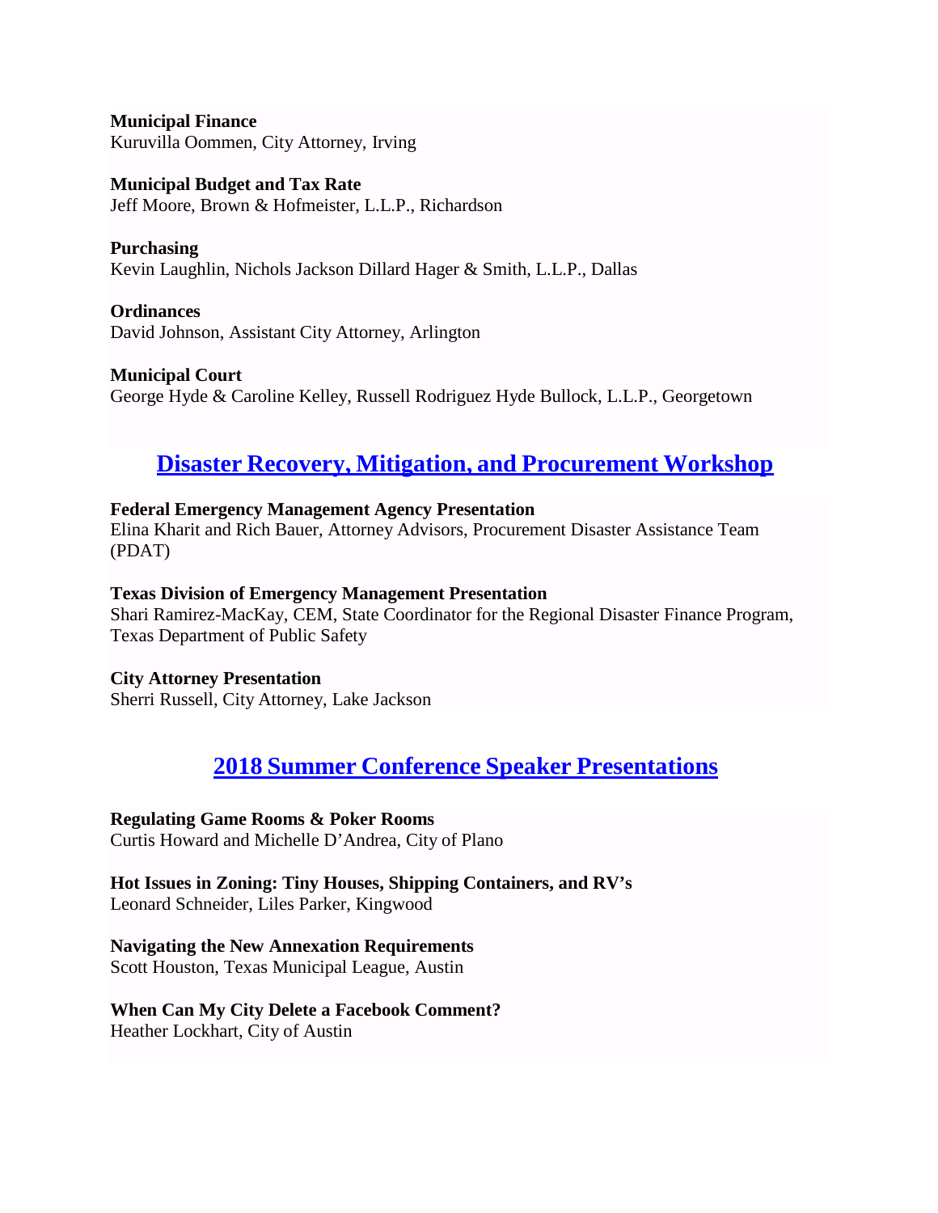**Municipal Finance**
Kuruvilla Oommen, City Attorney, Irving

**Municipal Budget and Tax Rate**
Jeff Moore, Brown & Hofmeister, L.L.P., Richardson

**Purchasing**
Kevin Laughlin, Nichols Jackson Dillard Hager & Smith, L.L.P., Dallas

**Ordinances**
David Johnson, Assistant City Attorney, Arlington

**Municipal Court**
George Hyde & Caroline Kelley, Russell Rodriguez Hyde Bullock, L.L.P., Georgetown

## Disaster Recovery, Mitigation, and Procurement Workshop

**Federal Emergency Management Agency Presentation**
Elina Kharit and Rich Bauer, Attorney Advisors, Procurement Disaster Assistance Team (PDAT)

**Texas Division of Emergency Management Presentation**
Shari Ramirez-MacKay, CEM, State Coordinator for the Regional Disaster Finance Program, Texas Department of Public Safety

**City Attorney Presentation**
Sherri Russell, City Attorney, Lake Jackson

## 2018 Summer Conference Speaker Presentations

**Regulating Game Rooms & Poker Rooms**
Curtis Howard and Michelle D'Andrea, City of Plano

**Hot Issues in Zoning: Tiny Houses, Shipping Containers, and RV's**
Leonard Schneider, Liles Parker, Kingwood

**Navigating the New Annexation Requirements**
Scott Houston, Texas Municipal League, Austin

**When Can My City Delete a Facebook Comment?**
Heather Lockhart, City of Austin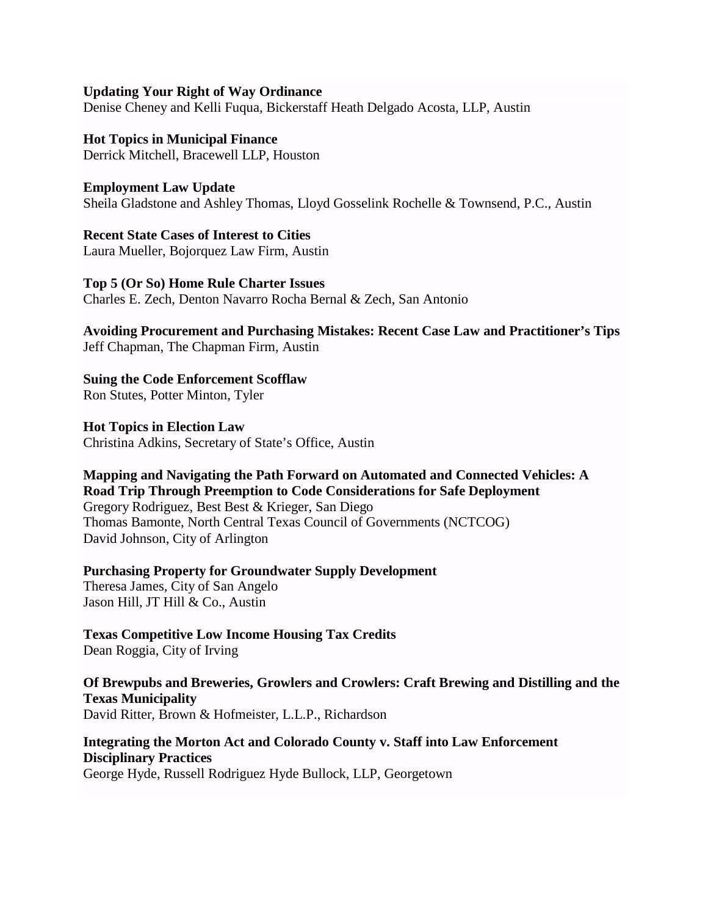**Updating Your Right of Way Ordinance**
Denise Cheney and Kelli Fuqua, Bickerstaff Heath Delgado Acosta, LLP, Austin

**Hot Topics in Municipal Finance**
Derrick Mitchell, Bracewell LLP, Houston

**Employment Law Update**
Sheila Gladstone and Ashley Thomas, Lloyd Gosselink Rochelle & Townsend, P.C., Austin

**Recent State Cases of Interest to Cities**
Laura Mueller, Bojorquez Law Firm, Austin

**Top 5 (Or So) Home Rule Charter Issues**
Charles E. Zech, Denton Navarro Rocha Bernal & Zech, San Antonio

**Avoiding Procurement and Purchasing Mistakes: Recent Case Law and Practitioner's Tips**
Jeff Chapman, The Chapman Firm, Austin

**Suing the Code Enforcement Scofflaw**
Ron Stutes, Potter Minton, Tyler

**Hot Topics in Election Law**
Christina Adkins, Secretary of State's Office, Austin

**Mapping and Navigating the Path Forward on Automated and Connected Vehicles: A Road Trip Through Preemption to Code Considerations for Safe Deployment**
Gregory Rodriguez, Best Best & Krieger, San Diego
Thomas Bamonte, North Central Texas Council of Governments (NCTCOG)
David Johnson, City of Arlington

**Purchasing Property for Groundwater Supply Development**
Theresa James, City of San Angelo
Jason Hill, JT Hill & Co., Austin

**Texas Competitive Low Income Housing Tax Credits**
Dean Roggia, City of Irving

**Of Brewpubs and Breweries, Growlers and Crowlers: Craft Brewing and Distilling and the Texas Municipality**
David Ritter, Brown & Hofmeister, L.L.P., Richardson

**Integrating the Morton Act and Colorado County v. Staff into Law Enforcement Disciplinary Practices**
George Hyde, Russell Rodriguez Hyde Bullock, LLP, Georgetown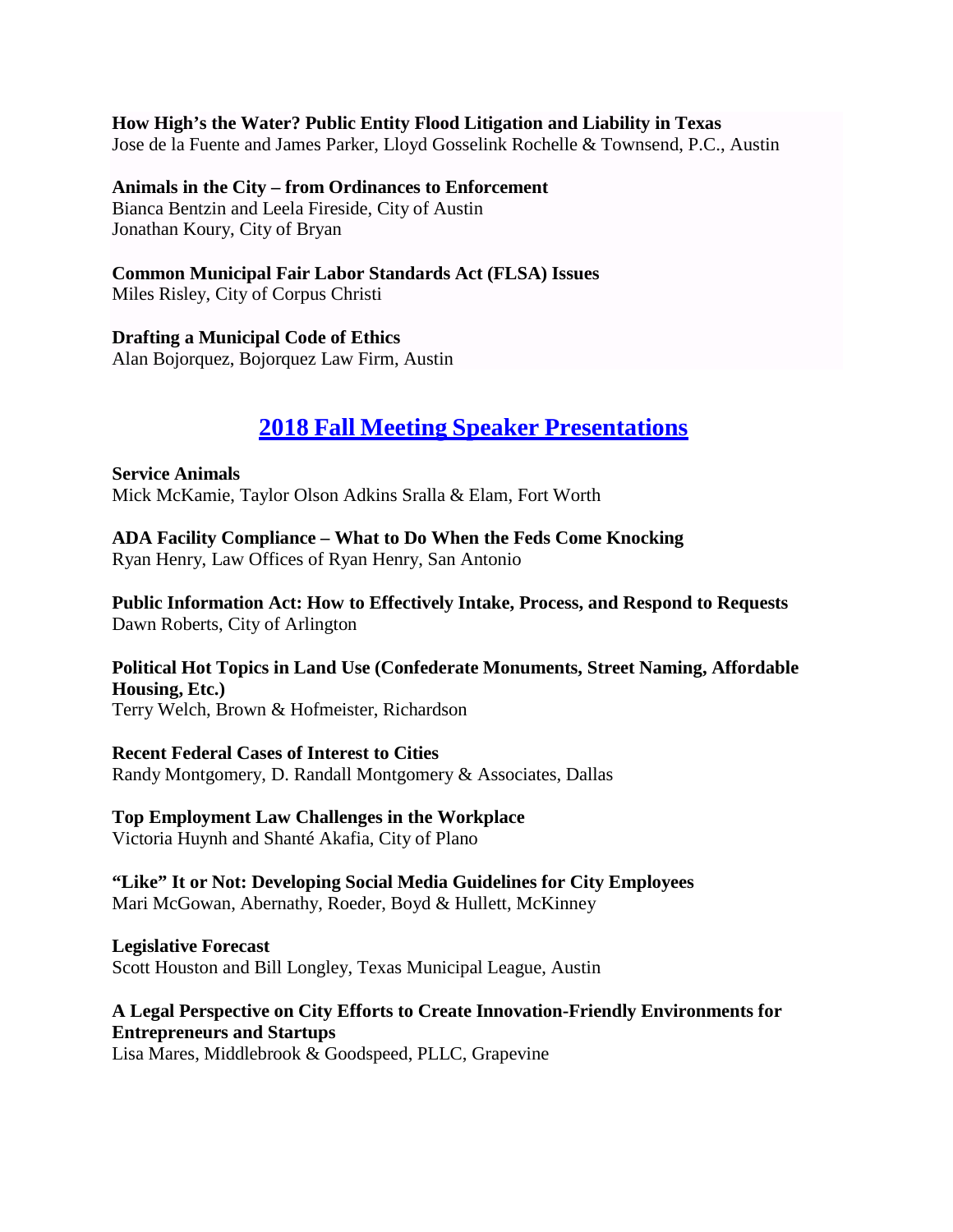**How High's the Water? Public Entity Flood Litigation and Liability in Texas**
Jose de la Fuente and James Parker, Lloyd Gosselink Rochelle & Townsend, P.C., Austin

**Animals in the City – from Ordinances to Enforcement**
Bianca Bentzin and Leela Fireside, City of Austin
Jonathan Koury, City of Bryan

**Common Municipal Fair Labor Standards Act (FLSA) Issues**
Miles Risley, City of Corpus Christi

**Drafting a Municipal Code of Ethics**
Alan Bojorquez, Bojorquez Law Firm, Austin

## 2018 Fall Meeting Speaker Presentations

**Service Animals**
Mick McKamie, Taylor Olson Adkins Sralla & Elam, Fort Worth

**ADA Facility Compliance – What to Do When the Feds Come Knocking**
Ryan Henry, Law Offices of Ryan Henry, San Antonio

**Public Information Act: How to Effectively Intake, Process, and Respond to Requests**
Dawn Roberts, City of Arlington

**Political Hot Topics in Land Use (Confederate Monuments, Street Naming, Affordable Housing, Etc.)**
Terry Welch, Brown & Hofmeister, Richardson

**Recent Federal Cases of Interest to Cities**
Randy Montgomery, D. Randall Montgomery & Associates, Dallas

**Top Employment Law Challenges in the Workplace**
Victoria Huynh and Shanté Akafia, City of Plano

**"Like" It or Not: Developing Social Media Guidelines for City Employees**
Mari McGowan, Abernathy, Roeder, Boyd & Hullett, McKinney

**Legislative Forecast**
Scott Houston and Bill Longley, Texas Municipal League, Austin

**A Legal Perspective on City Efforts to Create Innovation-Friendly Environments for Entrepreneurs and Startups**
Lisa Mares, Middlebrook & Goodspeed, PLLC, Grapevine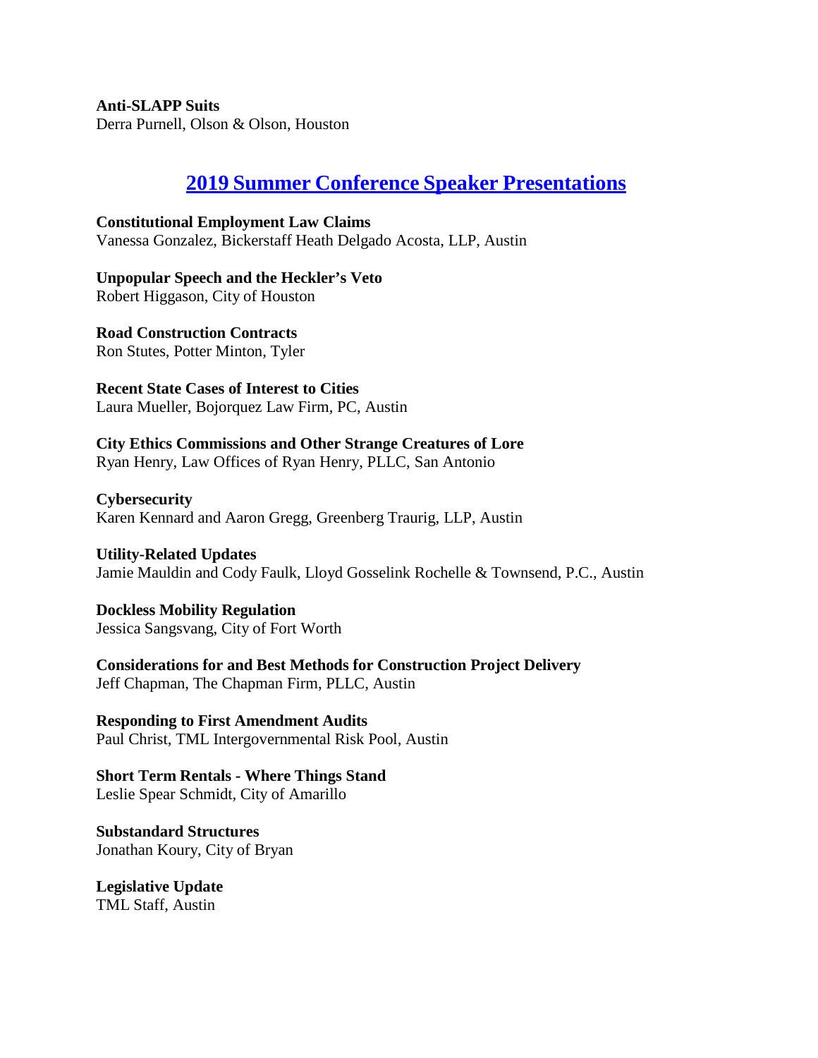**Anti-SLAPP Suits**
Derra Purnell, Olson & Olson, Houston

## 2019 Summer Conference Speaker Presentations

**Constitutional Employment Law Claims**
Vanessa Gonzalez, Bickerstaff Heath Delgado Acosta, LLP, Austin

**Unpopular Speech and the Heckler's Veto**
Robert Higgason, City of Houston

**Road Construction Contracts**
Ron Stutes, Potter Minton, Tyler

**Recent State Cases of Interest to Cities**
Laura Mueller, Bojorquez Law Firm, PC, Austin

**City Ethics Commissions and Other Strange Creatures of Lore**
Ryan Henry, Law Offices of Ryan Henry, PLLC, San Antonio

**Cybersecurity**
Karen Kennard and Aaron Gregg, Greenberg Traurig, LLP, Austin

**Utility-Related Updates**
Jamie Mauldin and Cody Faulk, Lloyd Gosselink Rochelle & Townsend, P.C., Austin

**Dockless Mobility Regulation**
Jessica Sangsvang, City of Fort Worth

**Considerations for and Best Methods for Construction Project Delivery**
Jeff Chapman, The Chapman Firm, PLLC, Austin

**Responding to First Amendment Audits**
Paul Christ, TML Intergovernmental Risk Pool, Austin

**Short Term Rentals - Where Things Stand**
Leslie Spear Schmidt, City of Amarillo

**Substandard Structures**
Jonathan Koury, City of Bryan

**Legislative Update**
TML Staff, Austin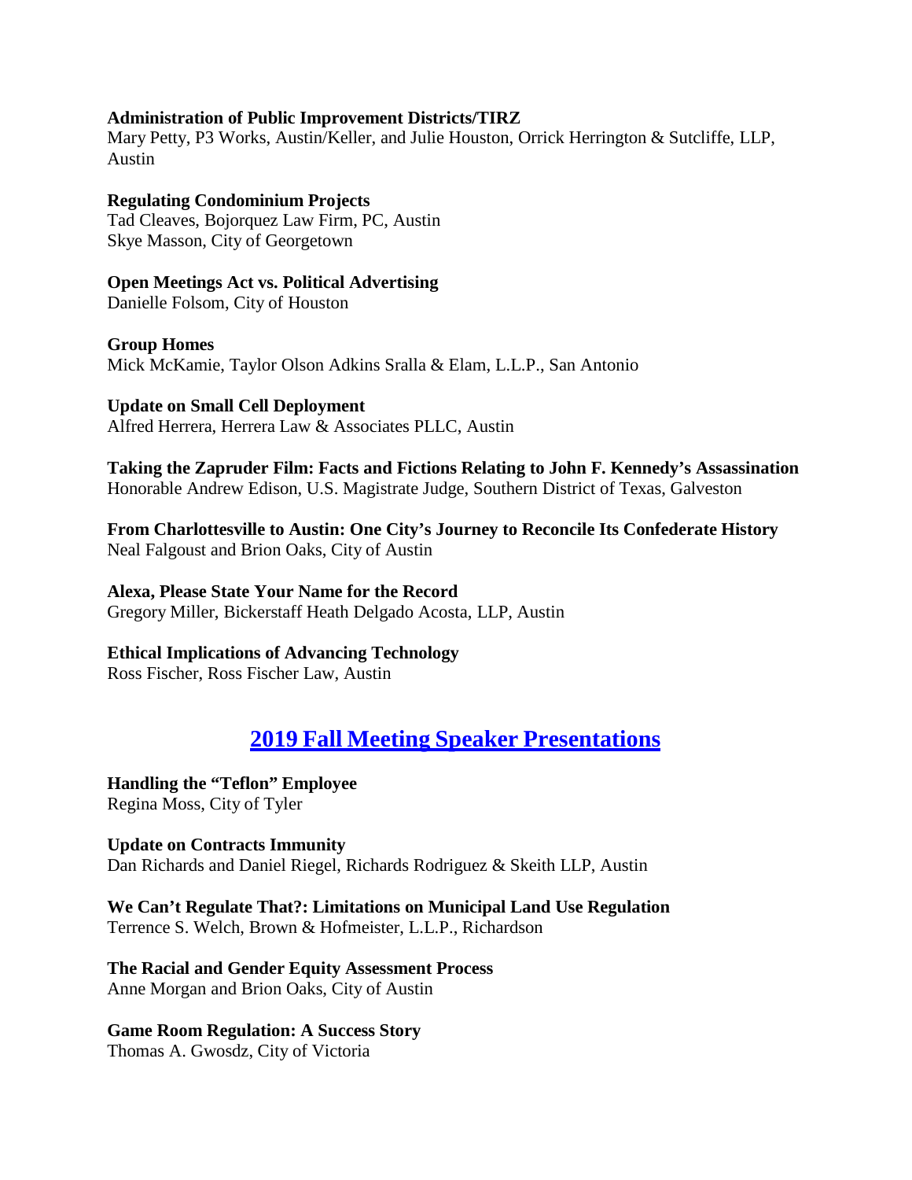**Administration of Public Improvement Districts/TIRZ**
Mary Petty, P3 Works, Austin/Keller, and Julie Houston, Orrick Herrington & Sutcliffe, LLP, Austin

**Regulating Condominium Projects**
Tad Cleaves, Bojorquez Law Firm, PC, Austin
Skye Masson, City of Georgetown

**Open Meetings Act vs. Political Advertising**
Danielle Folsom, City of Houston

**Group Homes**
Mick McKamie, Taylor Olson Adkins Sralla & Elam, L.L.P., San Antonio

**Update on Small Cell Deployment**
Alfred Herrera, Herrera Law & Associates PLLC, Austin

**Taking the Zapruder Film: Facts and Fictions Relating to John F. Kennedy's Assassination**
Honorable Andrew Edison, U.S. Magistrate Judge, Southern District of Texas, Galveston

**From Charlottesville to Austin: One City's Journey to Reconcile Its Confederate History**
Neal Falgoust and Brion Oaks, City of Austin

**Alexa, Please State Your Name for the Record**
Gregory Miller, Bickerstaff Heath Delgado Acosta, LLP, Austin

**Ethical Implications of Advancing Technology**
Ross Fischer, Ross Fischer Law, Austin

## 2019 Fall Meeting Speaker Presentations

**Handling the "Teflon" Employee**
Regina Moss, City of Tyler

**Update on Contracts Immunity**
Dan Richards and Daniel Riegel, Richards Rodriguez & Skeith LLP, Austin

**We Can't Regulate That?: Limitations on Municipal Land Use Regulation**
Terrence S. Welch, Brown & Hofmeister, L.L.P., Richardson

**The Racial and Gender Equity Assessment Process**
Anne Morgan and Brion Oaks, City of Austin

**Game Room Regulation: A Success Story**
Thomas A. Gwosdz, City of Victoria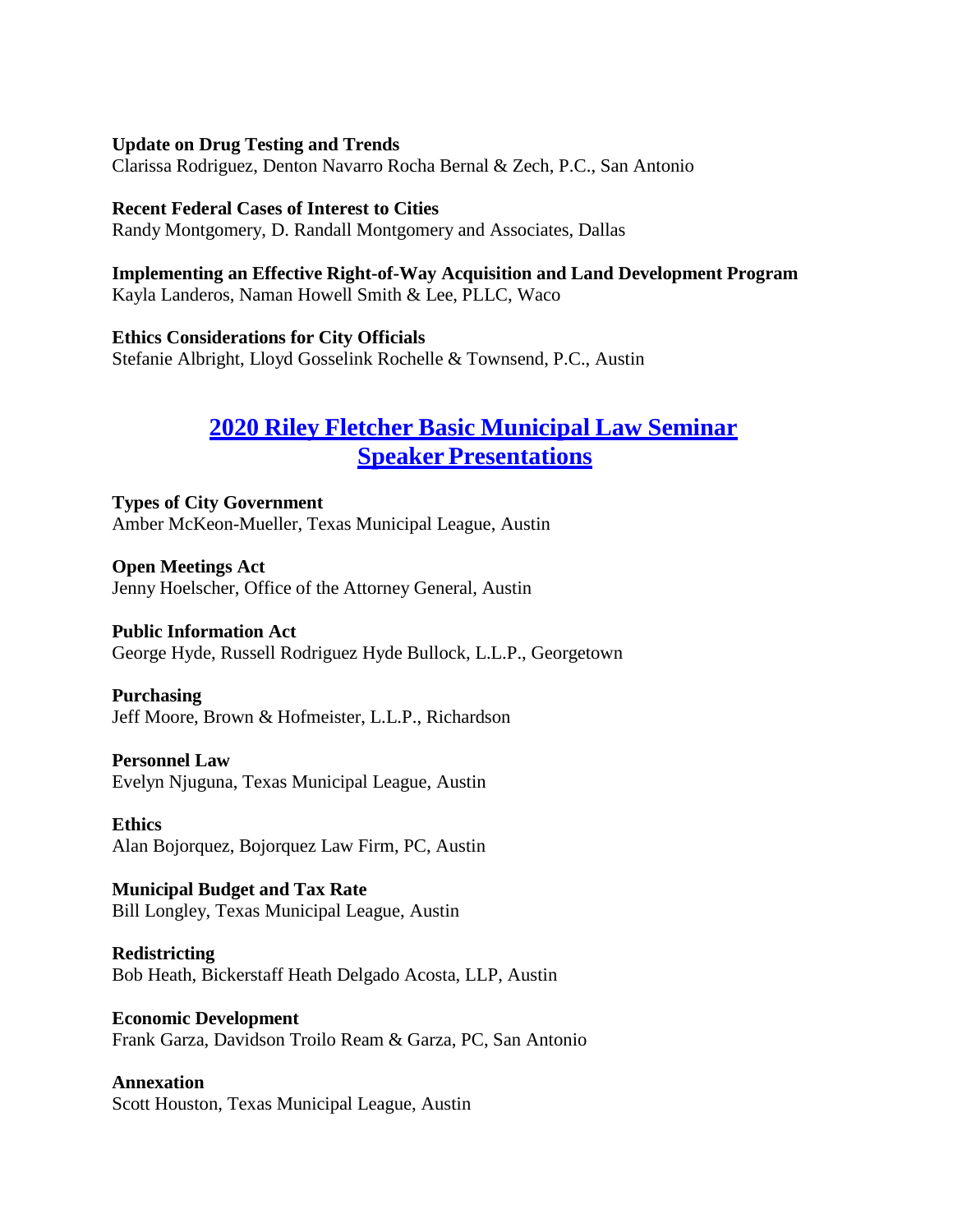**Update on Drug Testing and Trends**
Clarissa Rodriguez, Denton Navarro Rocha Bernal & Zech, P.C., San Antonio

**Recent Federal Cases of Interest to Cities**
Randy Montgomery, D. Randall Montgomery and Associates, Dallas

**Implementing an Effective Right-of-Way Acquisition and Land Development Program**
Kayla Landeros, Naman Howell Smith & Lee, PLLC, Waco

**Ethics Considerations for City Officials**
Stefanie Albright, Lloyd Gosselink Rochelle & Townsend, P.C., Austin

## 2020 Riley Fletcher Basic Municipal Law Seminar Speaker Presentations

**Types of City Government**
Amber McKeon-Mueller, Texas Municipal League, Austin

**Open Meetings Act**
Jenny Hoelscher, Office of the Attorney General, Austin

**Public Information Act**
George Hyde, Russell Rodriguez Hyde Bullock, L.L.P., Georgetown

**Purchasing**
Jeff Moore, Brown & Hofmeister, L.L.P., Richardson

**Personnel Law**
Evelyn Njuguna, Texas Municipal League, Austin

**Ethics**
Alan Bojorquez, Bojorquez Law Firm, PC, Austin

**Municipal Budget and Tax Rate**
Bill Longley, Texas Municipal League, Austin

**Redistricting**
Bob Heath, Bickerstaff Heath Delgado Acosta, LLP, Austin

**Economic Development**
Frank Garza, Davidson Troilo Ream & Garza, PC, San Antonio

**Annexation**
Scott Houston, Texas Municipal League, Austin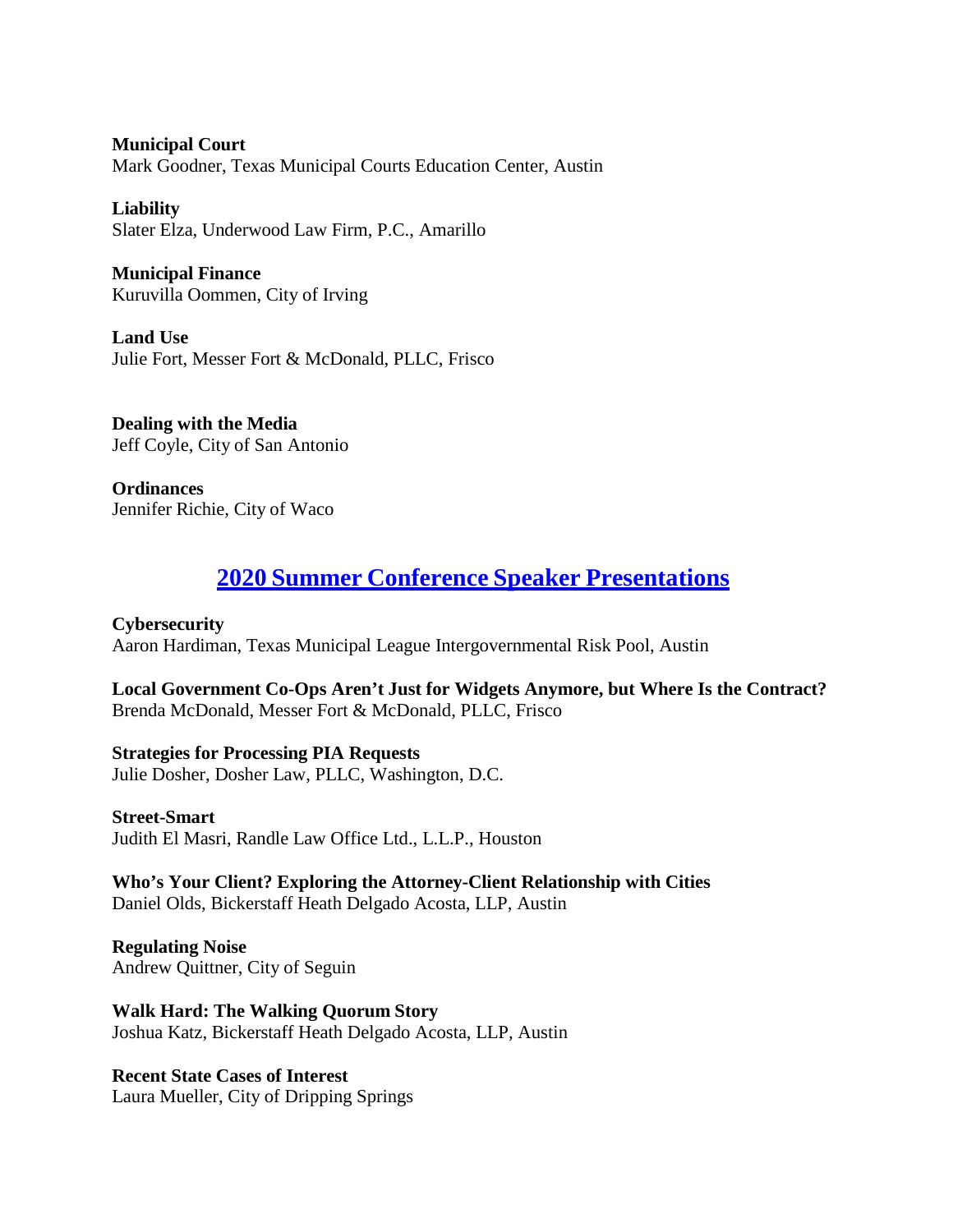**Municipal Court**
Mark Goodner, Texas Municipal Courts Education Center, Austin

**Liability**
Slater Elza, Underwood Law Firm, P.C., Amarillo

**Municipal Finance**
Kuruvilla Oommen, City of Irving

**Land Use**
Julie Fort, Messer Fort & McDonald, PLLC, Frisco

**Dealing with the Media**
Jeff Coyle, City of San Antonio

**Ordinances**
Jennifer Richie, City of Waco

## 2020 Summer Conference Speaker Presentations

**Cybersecurity**
Aaron Hardiman, Texas Municipal League Intergovernmental Risk Pool, Austin

**Local Government Co-Ops Aren't Just for Widgets Anymore, but Where Is the Contract?**
Brenda McDonald, Messer Fort & McDonald, PLLC, Frisco

**Strategies for Processing PIA Requests**
Julie Dosher, Dosher Law, PLLC, Washington, D.C.

**Street-Smart**
Judith El Masri, Randle Law Office Ltd., L.L.P., Houston

**Who's Your Client? Exploring the Attorney-Client Relationship with Cities**
Daniel Olds, Bickerstaff Heath Delgado Acosta, LLP, Austin

**Regulating Noise**
Andrew Quittner, City of Seguin

**Walk Hard: The Walking Quorum Story**
Joshua Katz, Bickerstaff Heath Delgado Acosta, LLP, Austin

**Recent State Cases of Interest**
Laura Mueller, City of Dripping Springs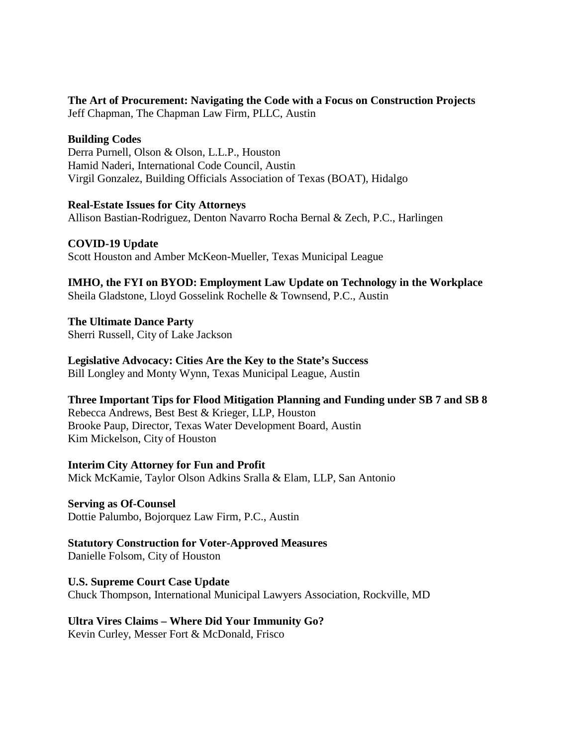**The Art of Procurement: Navigating the Code with a Focus on Construction Projects**
Jeff Chapman, The Chapman Law Firm, PLLC, Austin

**Building Codes**
Derra Purnell, Olson & Olson, L.L.P., Houston
Hamid Naderi, International Code Council, Austin
Virgil Gonzalez, Building Officials Association of Texas (BOAT), Hidalgo

**Real-Estate Issues for City Attorneys**
Allison Bastian-Rodriguez, Denton Navarro Rocha Bernal & Zech, P.C., Harlingen

**COVID-19 Update**
Scott Houston and Amber McKeon-Mueller, Texas Municipal League

**IMHO, the FYI on BYOD: Employment Law Update on Technology in the Workplace**
Sheila Gladstone, Lloyd Gosselink Rochelle & Townsend, P.C., Austin

**The Ultimate Dance Party**
Sherri Russell, City of Lake Jackson

**Legislative Advocacy: Cities Are the Key to the State's Success**
Bill Longley and Monty Wynn, Texas Municipal League, Austin

**Three Important Tips for Flood Mitigation Planning and Funding under SB 7 and SB 8**
Rebecca Andrews, Best Best & Krieger, LLP, Houston
Brooke Paup, Director, Texas Water Development Board, Austin
Kim Mickelson, City of Houston

**Interim City Attorney for Fun and Profit**
Mick McKamie, Taylor Olson Adkins Sralla & Elam, LLP, San Antonio

**Serving as Of-Counsel**
Dottie Palumbo, Bojorquez Law Firm, P.C., Austin

**Statutory Construction for Voter-Approved Measures**
Danielle Folsom, City of Houston

**U.S. Supreme Court Case Update**
Chuck Thompson, International Municipal Lawyers Association, Rockville, MD

**Ultra Vires Claims – Where Did Your Immunity Go?**
Kevin Curley, Messer Fort & McDonald, Frisco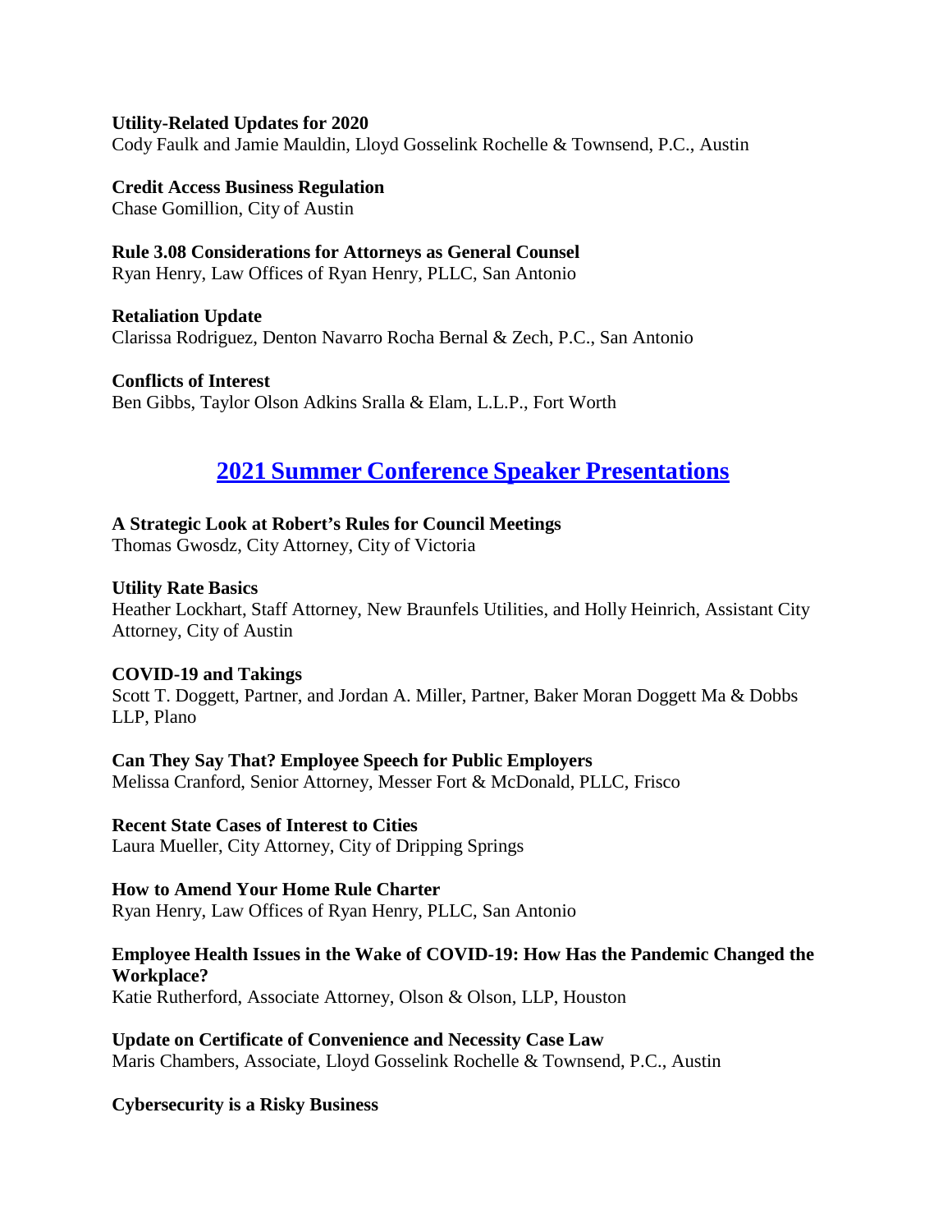**Utility-Related Updates for 2020**
Cody Faulk and Jamie Mauldin, Lloyd Gosselink Rochelle & Townsend, P.C., Austin

**Credit Access Business Regulation**
Chase Gomillion, City of Austin

**Rule 3.08 Considerations for Attorneys as General Counsel**
Ryan Henry, Law Offices of Ryan Henry, PLLC, San Antonio

**Retaliation Update**
Clarissa Rodriguez, Denton Navarro Rocha Bernal & Zech, P.C., San Antonio

**Conflicts of Interest**
Ben Gibbs, Taylor Olson Adkins Sralla & Elam, L.L.P., Fort Worth

## 2021 Summer Conference Speaker Presentations

**A Strategic Look at Robert's Rules for Council Meetings**
Thomas Gwosdz, City Attorney, City of Victoria

**Utility Rate Basics**
Heather Lockhart, Staff Attorney, New Braunfels Utilities, and Holly Heinrich, Assistant City Attorney, City of Austin

**COVID-19 and Takings**
Scott T. Doggett, Partner, and Jordan A. Miller, Partner, Baker Moran Doggett Ma & Dobbs LLP, Plano

**Can They Say That? Employee Speech for Public Employers**
Melissa Cranford, Senior Attorney, Messer Fort & McDonald, PLLC, Frisco

**Recent State Cases of Interest to Cities**
Laura Mueller, City Attorney, City of Dripping Springs

**How to Amend Your Home Rule Charter**
Ryan Henry, Law Offices of Ryan Henry, PLLC, San Antonio

**Employee Health Issues in the Wake of COVID-19: How Has the Pandemic Changed the Workplace?**
Katie Rutherford, Associate Attorney, Olson & Olson, LLP, Houston

**Update on Certificate of Convenience and Necessity Case Law**
Maris Chambers, Associate, Lloyd Gosselink Rochelle & Townsend, P.C., Austin

**Cybersecurity is a Risky Business**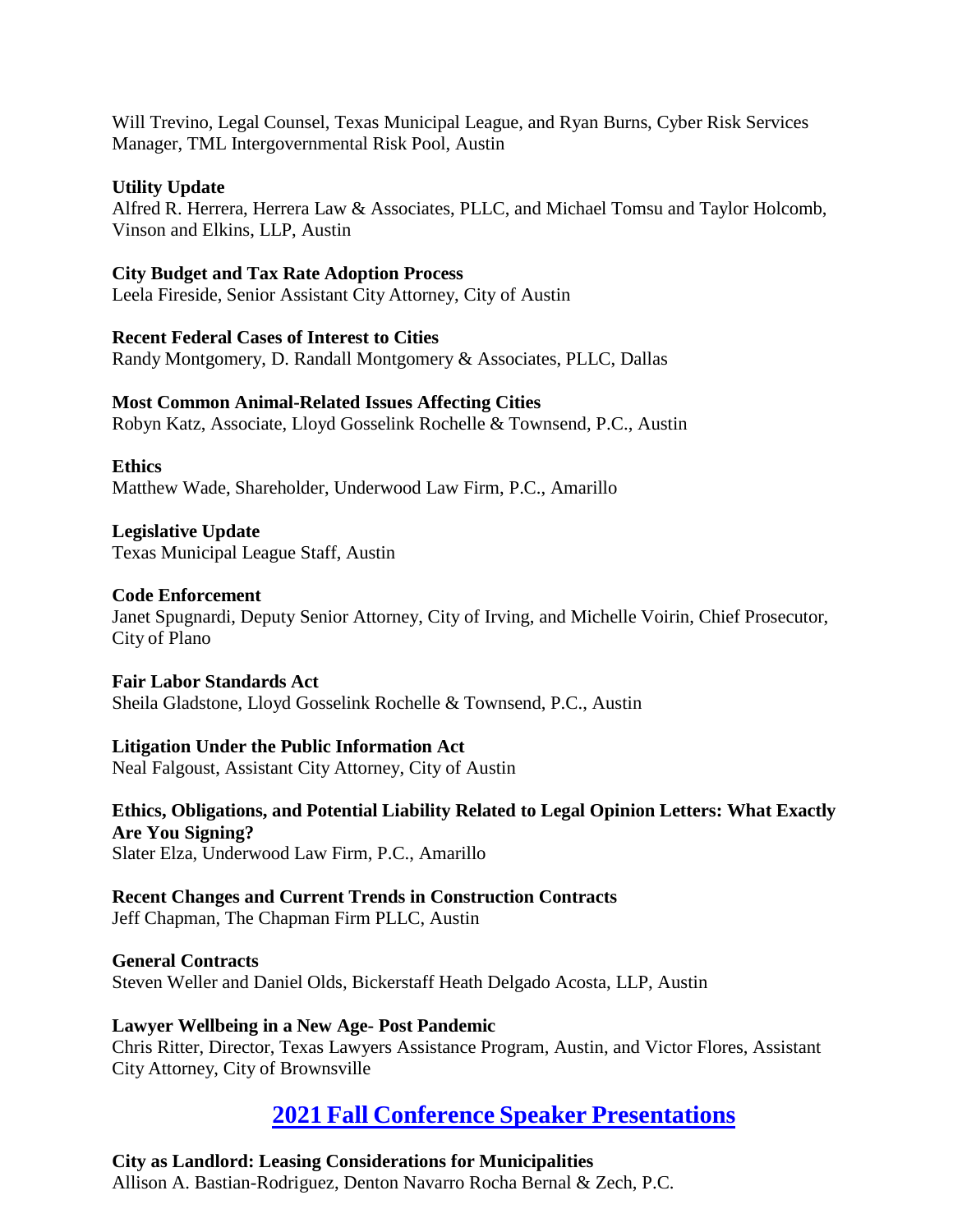Will Trevino, Legal Counsel, Texas Municipal League, and Ryan Burns, Cyber Risk Services Manager, TML Intergovernmental Risk Pool, Austin

**Utility Update**
Alfred R. Herrera, Herrera Law & Associates, PLLC, and Michael Tomsu and Taylor Holcomb, Vinson and Elkins, LLP, Austin

**City Budget and Tax Rate Adoption Process**
Leela Fireside, Senior Assistant City Attorney, City of Austin

**Recent Federal Cases of Interest to Cities**
Randy Montgomery, D. Randall Montgomery & Associates, PLLC, Dallas

**Most Common Animal-Related Issues Affecting Cities**
Robyn Katz, Associate, Lloyd Gosselink Rochelle & Townsend, P.C., Austin

**Ethics**
Matthew Wade, Shareholder, Underwood Law Firm, P.C., Amarillo

**Legislative Update**
Texas Municipal League Staff, Austin

**Code Enforcement**
Janet Spugnardi, Deputy Senior Attorney, City of Irving, and Michelle Voirin, Chief Prosecutor, City of Plano

**Fair Labor Standards Act**
Sheila Gladstone, Lloyd Gosselink Rochelle & Townsend, P.C., Austin

**Litigation Under the Public Information Act**
Neal Falgoust, Assistant City Attorney, City of Austin

**Ethics, Obligations, and Potential Liability Related to Legal Opinion Letters: What Exactly Are You Signing?**
Slater Elza, Underwood Law Firm, P.C., Amarillo

**Recent Changes and Current Trends in Construction Contracts**
Jeff Chapman, The Chapman Firm PLLC, Austin

**General Contracts**
Steven Weller and Daniel Olds, Bickerstaff Heath Delgado Acosta, LLP, Austin

**Lawyer Wellbeing in a New Age- Post Pandemic**
Chris Ritter, Director, Texas Lawyers Assistance Program, Austin, and Victor Flores, Assistant City Attorney, City of Brownsville

## 2021 Fall Conference Speaker Presentations

**City as Landlord: Leasing Considerations for Municipalities**
Allison A. Bastian-Rodriguez, Denton Navarro Rocha Bernal & Zech, P.C.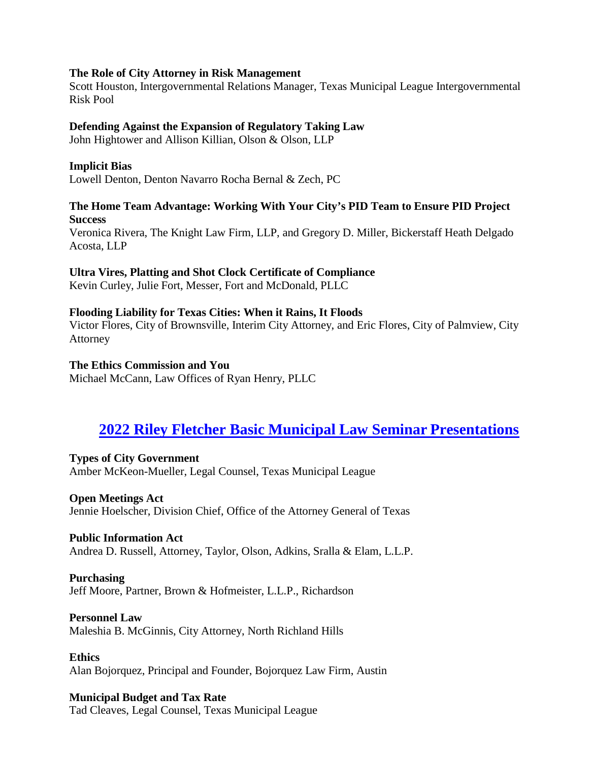**The Role of City Attorney in Risk Management**
Scott Houston, Intergovernmental Relations Manager, Texas Municipal League Intergovernmental Risk Pool

**Defending Against the Expansion of Regulatory Taking Law**
John Hightower and Allison Killian, Olson & Olson, LLP

**Implicit Bias**
Lowell Denton, Denton Navarro Rocha Bernal & Zech, PC

**The Home Team Advantage: Working With Your City's PID Team to Ensure PID Project Success**
Veronica Rivera, The Knight Law Firm, LLP, and Gregory D. Miller, Bickerstaff Heath Delgado Acosta, LLP

**Ultra Vires, Platting and Shot Clock Certificate of Compliance**
Kevin Curley, Julie Fort, Messer, Fort and McDonald, PLLC

**Flooding Liability for Texas Cities: When it Rains, It Floods**
Victor Flores, City of Brownsville, Interim City Attorney, and Eric Flores, City of Palmview, City Attorney

**The Ethics Commission and You**
Michael McCann, Law Offices of Ryan Henry, PLLC

## 2022 Riley Fletcher Basic Municipal Law Seminar Presentations

**Types of City Government**
Amber McKeon-Mueller, Legal Counsel, Texas Municipal League

**Open Meetings Act**
Jennie Hoelscher, Division Chief, Office of the Attorney General of Texas

**Public Information Act**
Andrea D. Russell, Attorney, Taylor, Olson, Adkins, Sralla & Elam, L.L.P.

**Purchasing**
Jeff Moore, Partner, Brown & Hofmeister, L.L.P., Richardson

**Personnel Law**
Maleshia B. McGinnis, City Attorney, North Richland Hills

**Ethics**
Alan Bojorquez, Principal and Founder, Bojorquez Law Firm, Austin

**Municipal Budget and Tax Rate**
Tad Cleaves, Legal Counsel, Texas Municipal League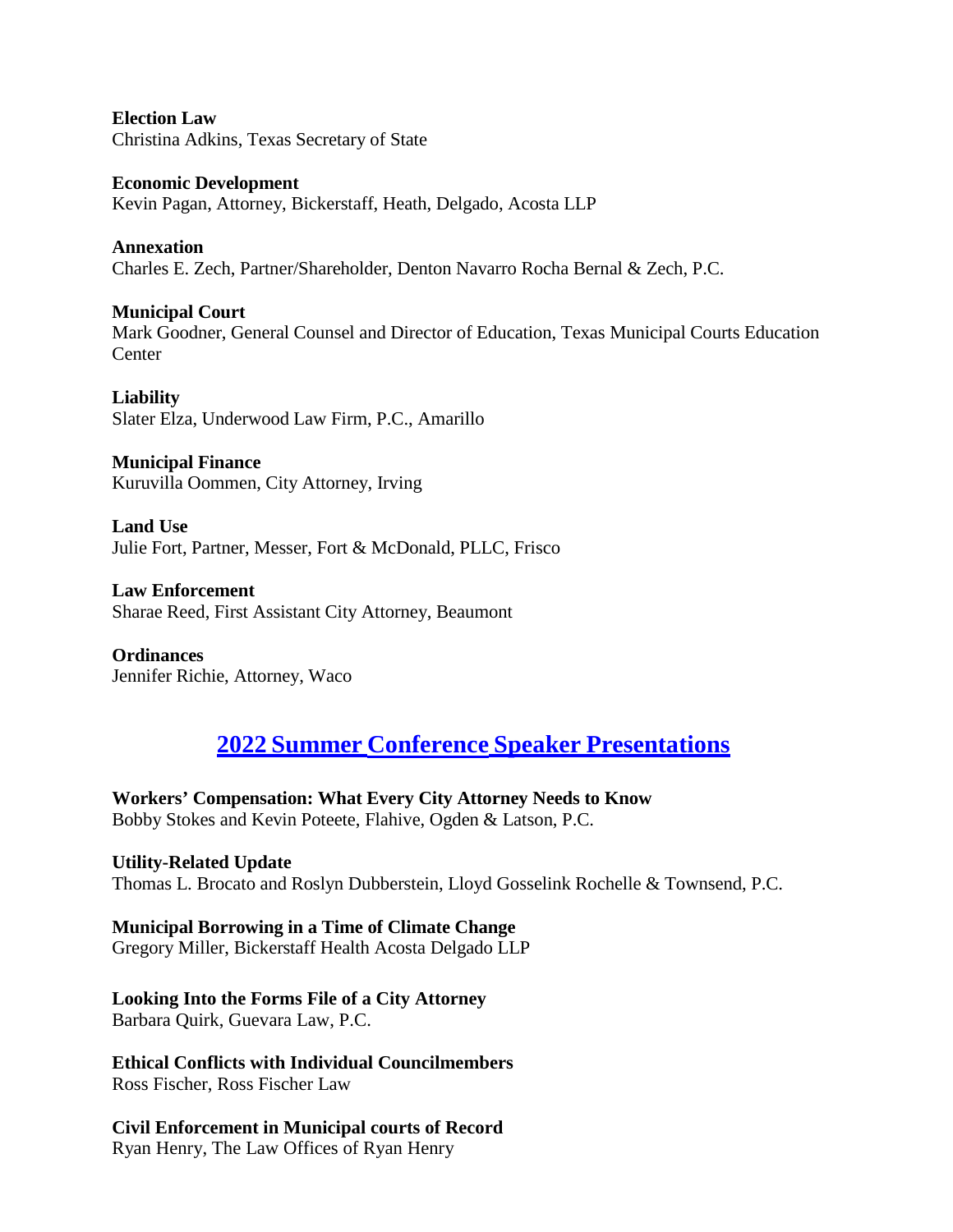**Election Law**
Christina Adkins, Texas Secretary of State

**Economic Development**
Kevin Pagan, Attorney, Bickerstaff, Heath, Delgado, Acosta LLP

**Annexation**
Charles E. Zech, Partner/Shareholder, Denton Navarro Rocha Bernal & Zech, P.C.

**Municipal Court**
Mark Goodner, General Counsel and Director of Education, Texas Municipal Courts Education Center

**Liability**
Slater Elza, Underwood Law Firm, P.C., Amarillo

**Municipal Finance**
Kuruvilla Oommen, City Attorney, Irving

**Land Use**
Julie Fort, Partner, Messer, Fort & McDonald, PLLC, Frisco

**Law Enforcement**
Sharae Reed, First Assistant City Attorney, Beaumont

**Ordinances**
Jennifer Richie, Attorney, Waco

## 2022 Summer Conference Speaker Presentations

**Workers' Compensation: What Every City Attorney Needs to Know**
Bobby Stokes and Kevin Poteete, Flahive, Ogden & Latson, P.C.

**Utility-Related Update**
Thomas L. Brocato and Roslyn Dubberstein, Lloyd Gosselink Rochelle & Townsend, P.C.

**Municipal Borrowing in a Time of Climate Change**
Gregory Miller, Bickerstaff Health Acosta Delgado LLP

**Looking Into the Forms File of a City Attorney**
Barbara Quirk, Guevara Law, P.C.

**Ethical Conflicts with Individual Councilmembers**
Ross Fischer, Ross Fischer Law

**Civil Enforcement in Municipal courts of Record**
Ryan Henry, The Law Offices of Ryan Henry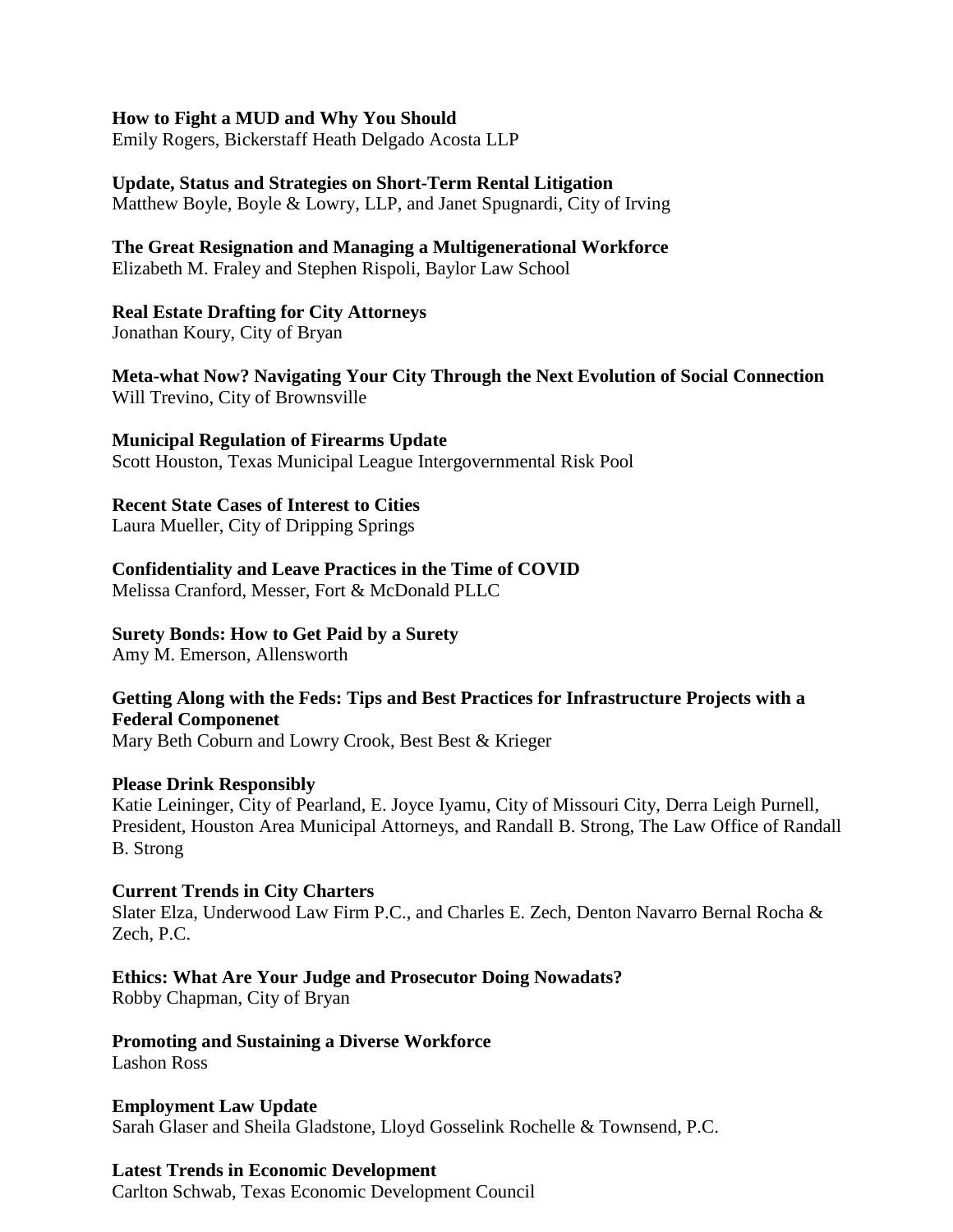**How to Fight a MUD and Why You Should**
Emily Rogers, Bickerstaff Heath Delgado Acosta LLP

**Update, Status and Strategies on Short-Term Rental Litigation**
Matthew Boyle, Boyle & Lowry, LLP, and Janet Spugnardi, City of Irving

**The Great Resignation and Managing a Multigenerational Workforce**
Elizabeth M. Fraley and Stephen Rispoli, Baylor Law School

**Real Estate Drafting for City Attorneys**
Jonathan Koury, City of Bryan

**Meta-what Now? Navigating Your City Through the Next Evolution of Social Connection**
Will Trevino, City of Brownsville

**Municipal Regulation of Firearms Update**
Scott Houston, Texas Municipal League Intergovernmental Risk Pool

**Recent State Cases of Interest to Cities**
Laura Mueller, City of Dripping Springs

**Confidentiality and Leave Practices in the Time of COVID**
Melissa Cranford, Messer, Fort & McDonald PLLC

**Surety Bonds: How to Get Paid by a Surety**
Amy M. Emerson, Allensworth

**Getting Along with the Feds: Tips and Best Practices for Infrastructure Projects with a Federal Componenet**
Mary Beth Coburn and Lowry Crook, Best Best & Krieger

**Please Drink Responsibly**
Katie Leininger, City of Pearland, E. Joyce Iyamu, City of Missouri City, Derra Leigh Purnell, President, Houston Area Municipal Attorneys, and Randall B. Strong, The Law Office of Randall B. Strong

**Current Trends in City Charters**
Slater Elza, Underwood Law Firm P.C., and Charles E. Zech, Denton Navarro Bernal Rocha & Zech, P.C.

**Ethics: What Are Your Judge and Prosecutor Doing Nowadats?**
Robby Chapman, City of Bryan

**Promoting and Sustaining a Diverse Workforce**
Lashon Ross

**Employment Law Update**
Sarah Glaser and Sheila Gladstone, Lloyd Gosselink Rochelle & Townsend, P.C.

**Latest Trends in Economic Development**
Carlton Schwab, Texas Economic Development Council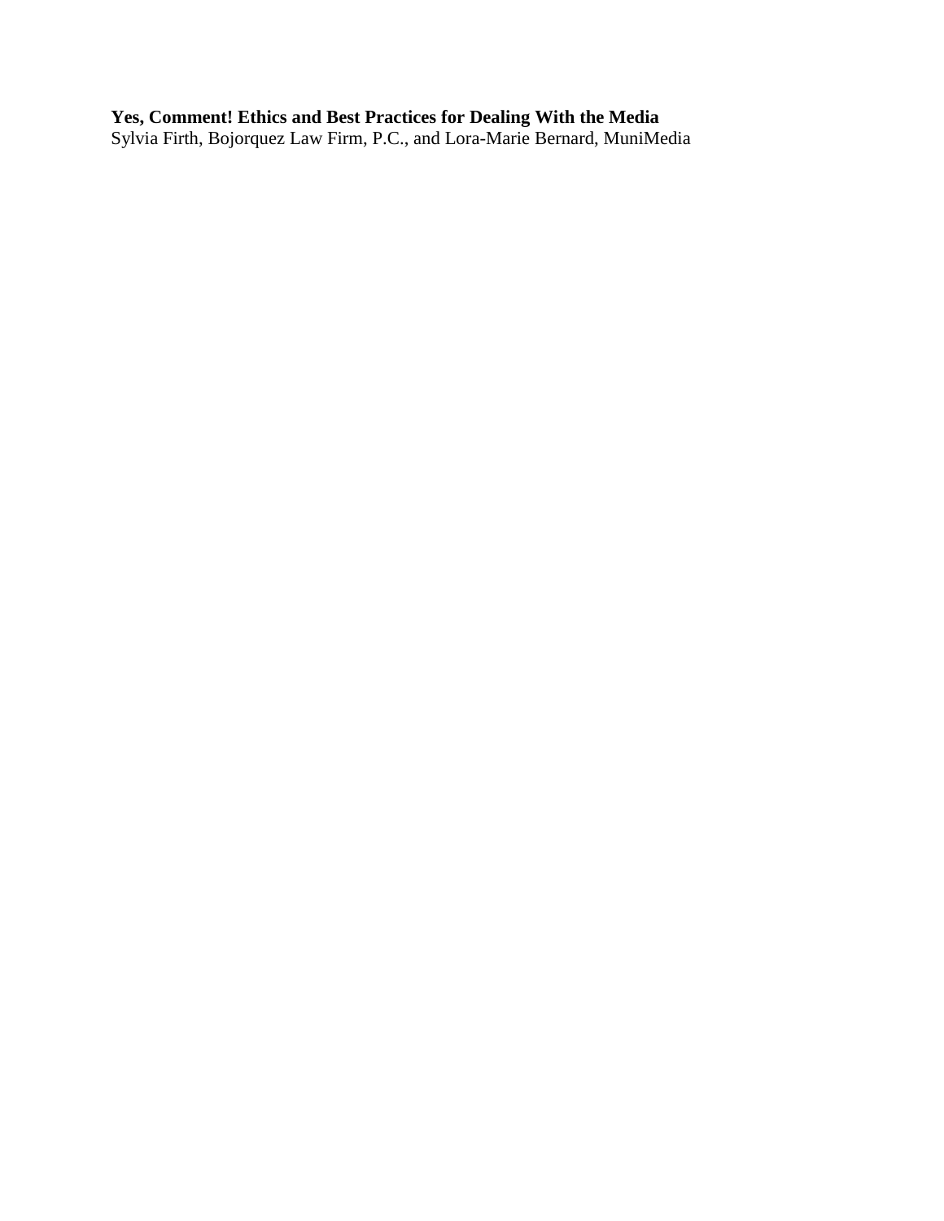**Yes, Comment! Ethics and Best Practices for Dealing With the Media**
Sylvia Firth, Bojorquez Law Firm, P.C., and Lora-Marie Bernard, MuniMedia